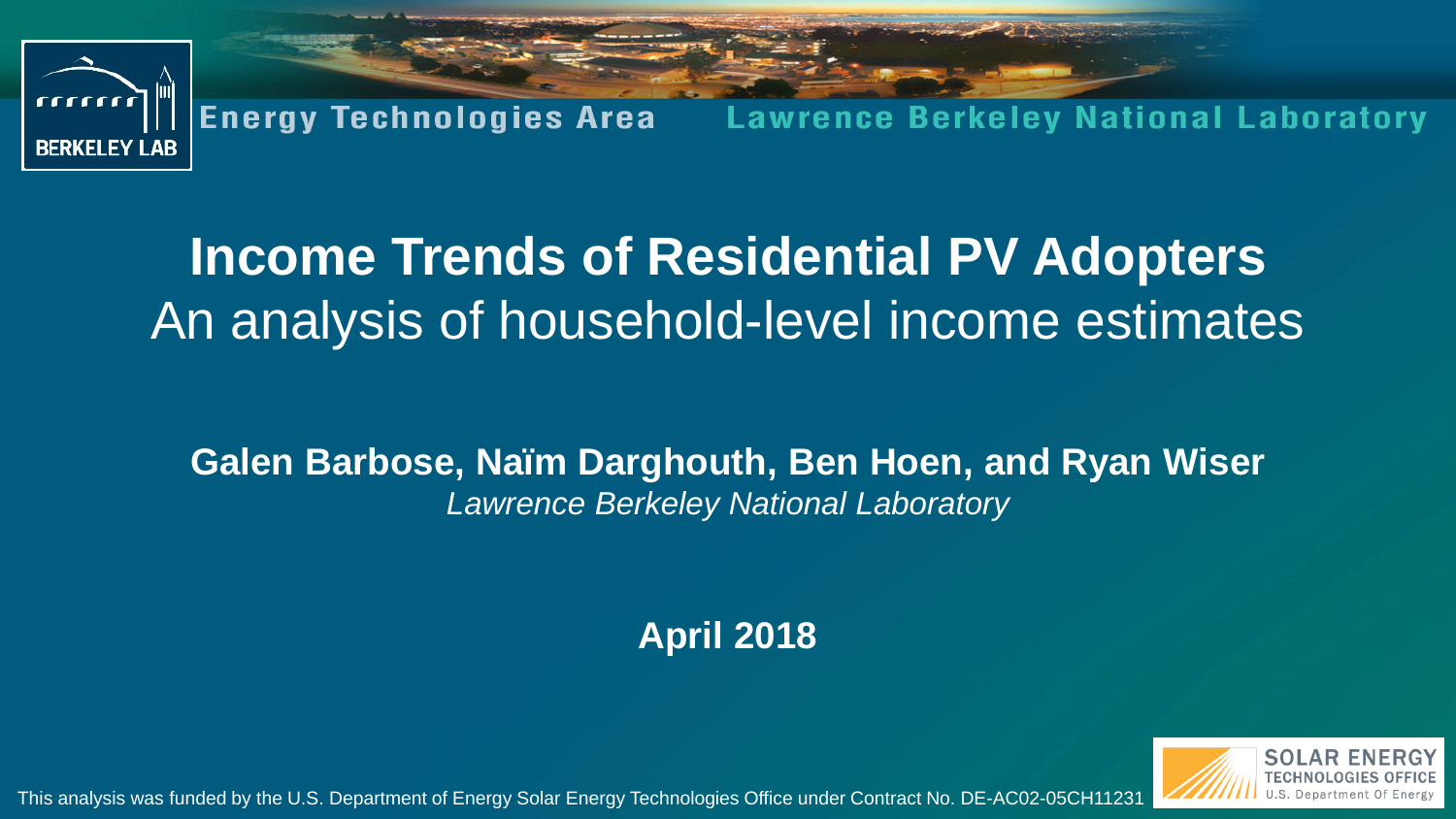Energy Technologies Area Lawrence Berkeley National Laboratory

# Income Trends of Residential PV Adopters

## An analysis of household-level income estimates

**Galen Barbose, Naïm Darghouth, Ben Hoen, and Ryan Wiser**

*Lawrence Berkeley National Laboratory*

**April 2018**

This analysis was funded by the U.S. Department of Energy Solar Energy Technologies Office under Contract No. DE-AC02-05CH11231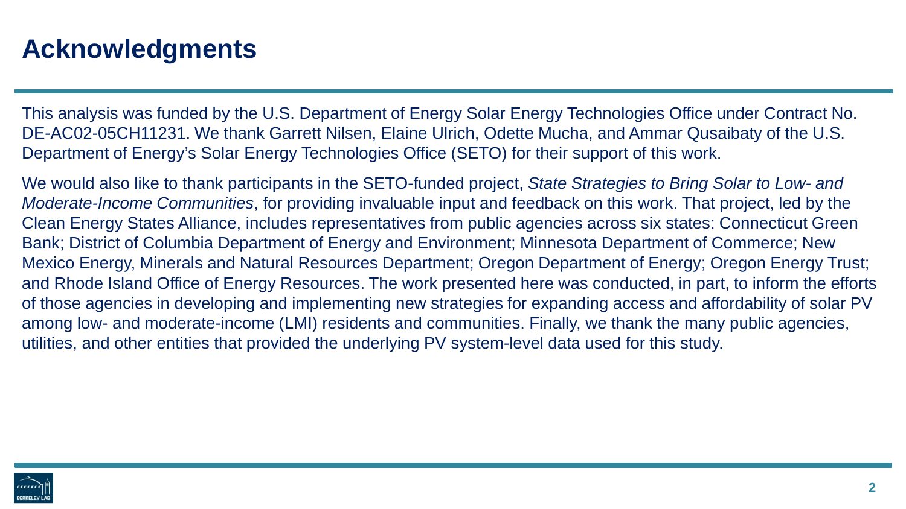# Acknowledgments

This analysis was funded by the U.S. Department of Energy Solar Energy Technologies Office under Contract No. DE-AC02-05CH11231. We thank Garrett Nilsen, Elaine Ulrich, Odette Mucha, and Ammar Qusaibaty of the U.S. Department of Energy's Solar Energy Technologies Office (SETO) for their support of this work.

We would also like to thank participants in the SETO-funded project, *State Strategies to Bring Solar to Low- and Moderate-Income Communities*, for providing invaluable input and feedback on this work. That project, led by the Clean Energy States Alliance, includes representatives from public agencies across six states: Connecticut Green Bank; District of Columbia Department of Energy and Environment; Minnesota Department of Commerce; New Mexico Energy, Minerals and Natural Resources Department; Oregon Department of Energy; Oregon Energy Trust; and Rhode Island Office of Energy Resources. The work presented here was conducted, in part, to inform the efforts of those agencies in developing and implementing new strategies for expanding access and affordability of solar PV among low- and moderate-income (LMI) residents and communities. Finally, we thank the many public agencies, utilities, and other entities that provided the underlying PV system-level data used for this study.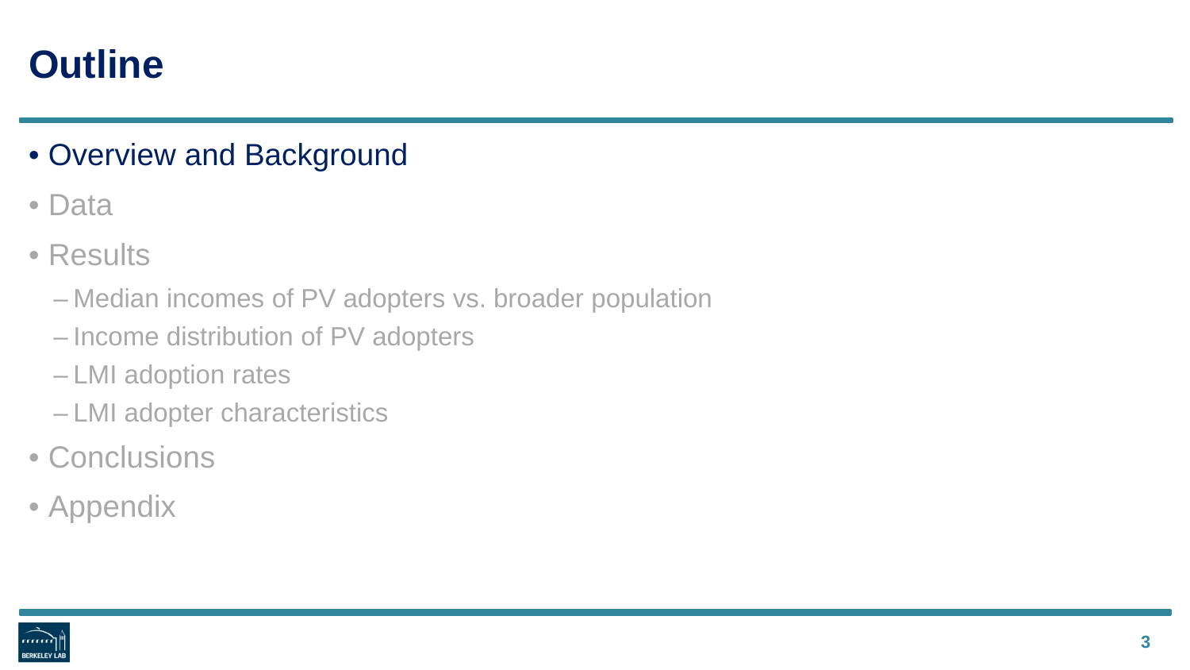# Outline

- Overview and Background
- Data
- Results
  - Median incomes of PV adopters vs. broader population
  - Income distribution of PV adopters
  - LMI adoption rates
  - LMI adopter characteristics
- Conclusions
- Appendix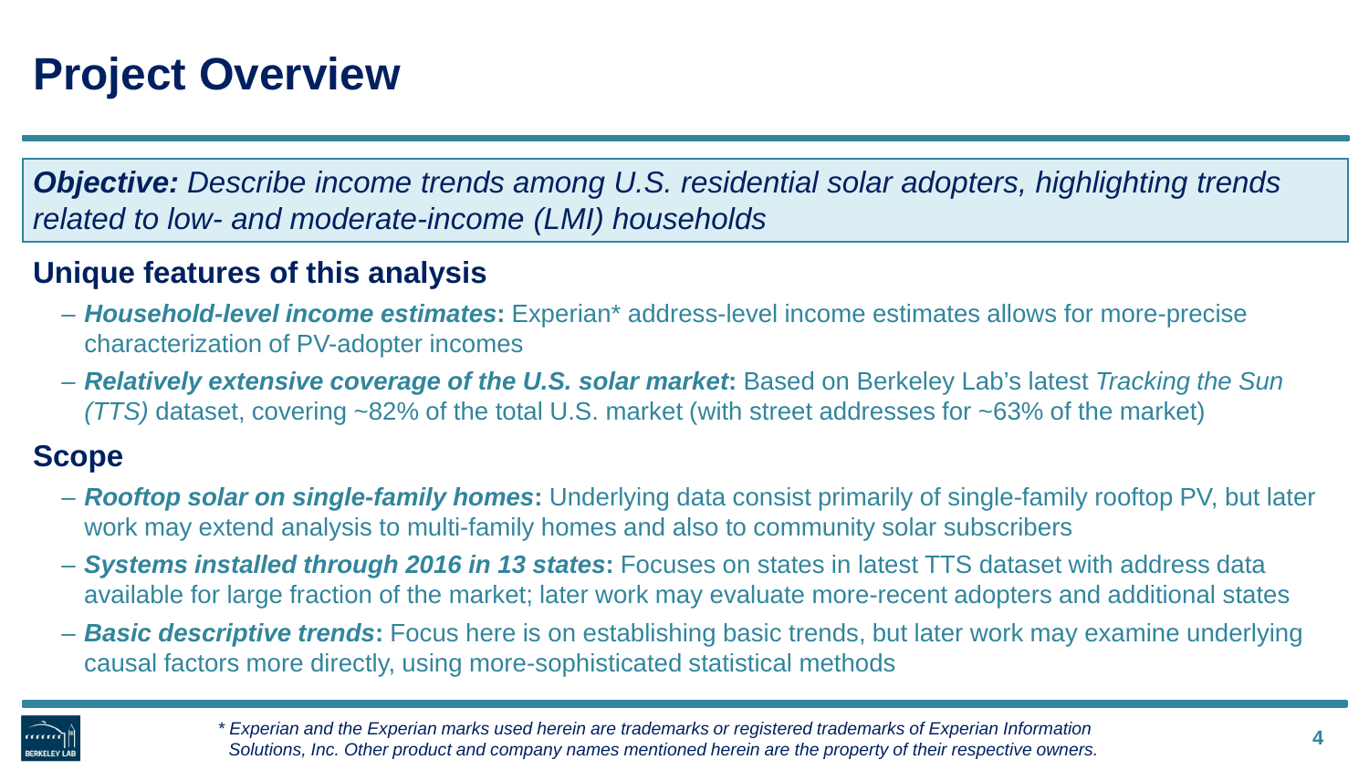# Project Overview

***Objective:*** *Describe income trends among U.S. residential solar adopters, highlighting trends related to low- and moderate-income (LMI) households*

## Unique features of this analysis

- ***Household-level income estimates*****:** Experian* address-level income estimates allows for more-precise characterization of PV-adopter incomes
- ***Relatively extensive coverage of the U.S. solar market*****:** Based on Berkeley Lab's latest *Tracking the Sun (TTS)* dataset, covering ~82% of the total U.S. market (with street addresses for ~63% of the market)

## Scope

- ***Rooftop solar on single-family homes*****:** Underlying data consist primarily of single-family rooftop PV, but later work may extend analysis to multi-family homes and also to community solar subscribers
- ***Systems installed through 2016 in 13 states*****:** Focuses on states in latest TTS dataset with address data available for large fraction of the market; later work may evaluate more-recent adopters and additional states
- ***Basic descriptive trends*****:** Focus here is on establishing basic trends, but later work may examine underlying causal factors more directly, using more-sophisticated statistical methods

*\* Experian and the Experian marks used herein are trademarks or registered trademarks of Experian Information Solutions, Inc. Other product and company names mentioned herein are the property of their respective owners.*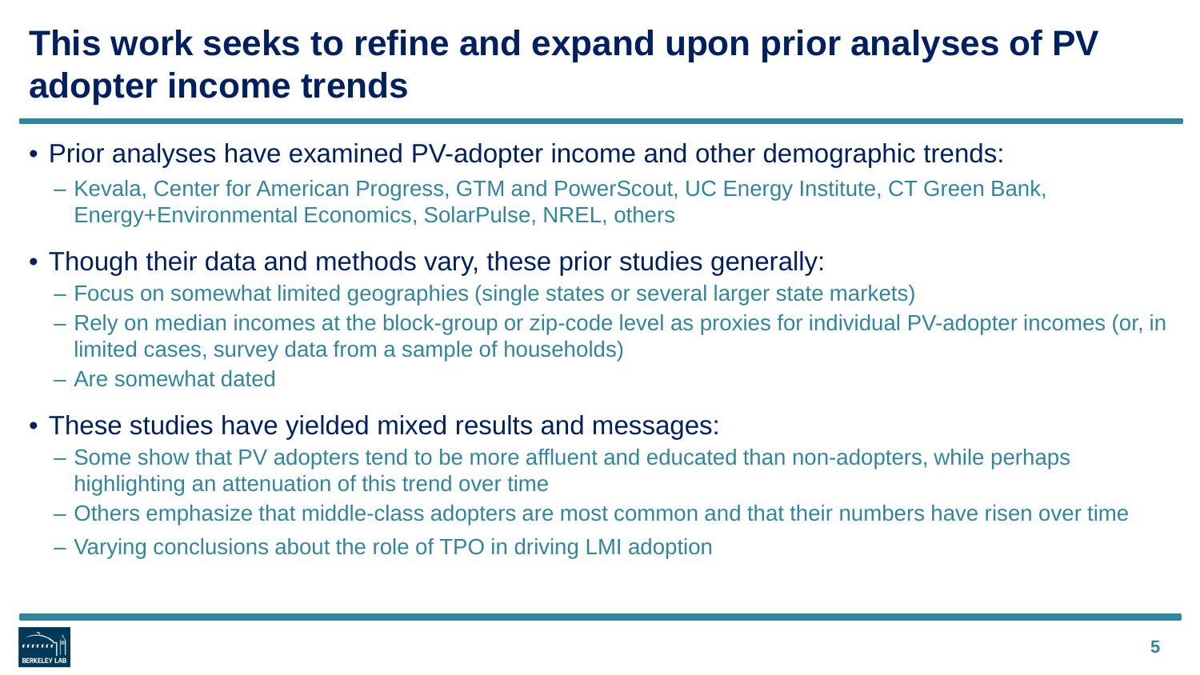# This work seeks to refine and expand upon prior analyses of PV adopter income trends

- Prior analyses have examined PV-adopter income and other demographic trends:
  - Kevala, Center for American Progress, GTM and PowerScout, UC Energy Institute, CT Green Bank, Energy+Environmental Economics, SolarPulse, NREL, others
- Though their data and methods vary, these prior studies generally:
  - Focus on somewhat limited geographies (single states or several larger state markets)
  - Rely on median incomes at the block-group or zip-code level as proxies for individual PV-adopter incomes (or, in limited cases, survey data from a sample of households)
  - Are somewhat dated
- These studies have yielded mixed results and messages:
  - Some show that PV adopters tend to be more affluent and educated than non-adopters, while perhaps highlighting an attenuation of this trend over time
  - Others emphasize that middle-class adopters are most common and that their numbers have risen over time
  - Varying conclusions about the role of TPO in driving LMI adoption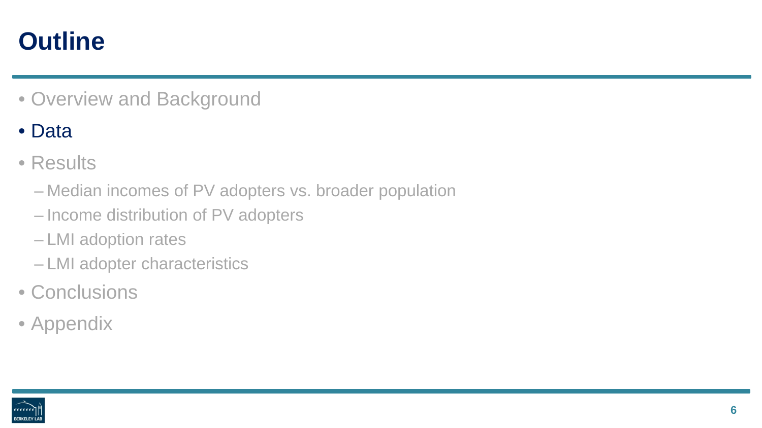# Outline

- Overview and Background
- Data
- Results
  - Median incomes of PV adopters vs. broader population
  - Income distribution of PV adopters
  - LMI adoption rates
  - LMI adopter characteristics
- Conclusions
- Appendix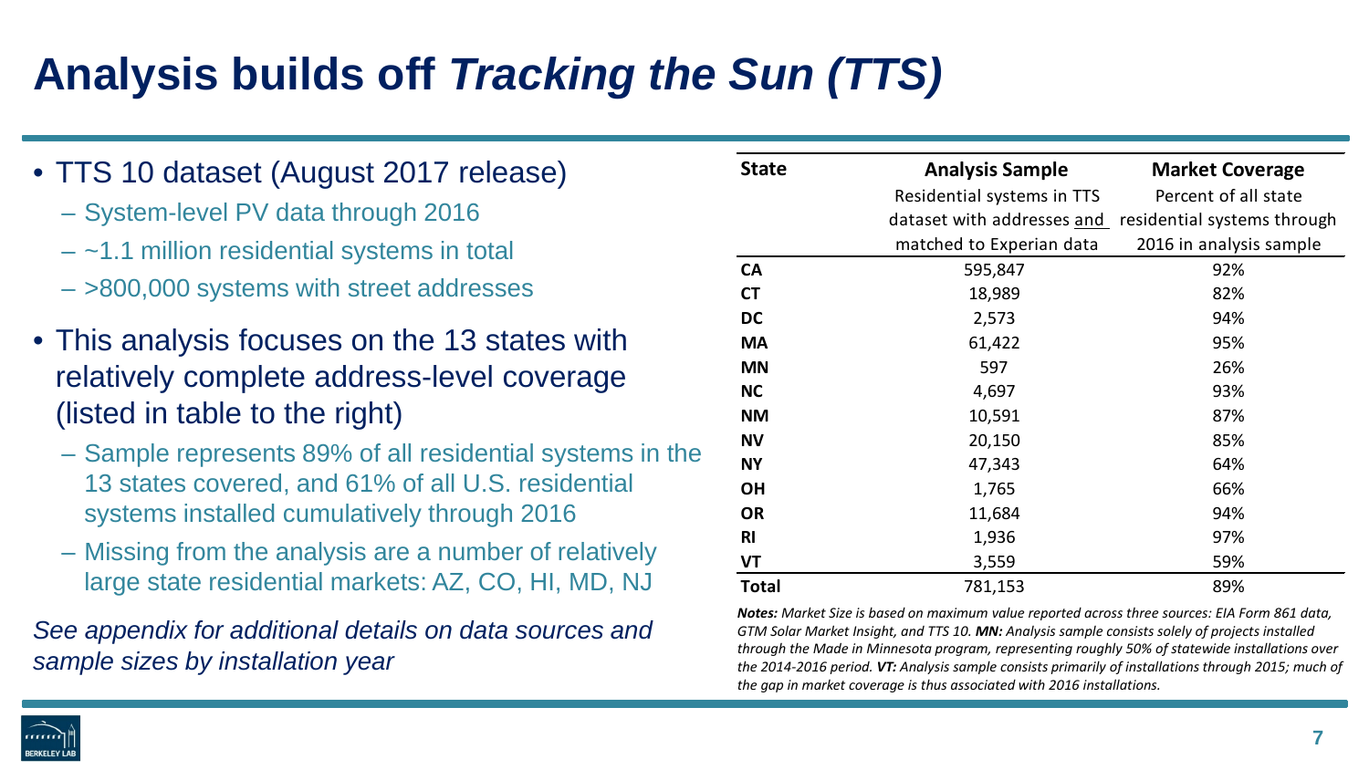# Analysis builds off *Tracking the Sun (TTS)*

- TTS 10 dataset (August 2017 release)
  - System-level PV data through 2016
  - ~1.1 million residential systems in total
  - >800,000 systems with street addresses
- This analysis focuses on the 13 states with relatively complete address-level coverage (listed in table to the right)
  - Sample represents 89% of all residential systems in the 13 states covered, and 61% of all U.S. residential systems installed cumulatively through 2016
  - Missing from the analysis are a number of relatively large state residential markets: AZ, CO, HI, MD, NJ

*See appendix for additional details on data sources and sample sizes by installation year*

| State | Analysis Sample<br>Residential systems in TTS dataset with addresses and matched to Experian data | Market Coverage<br>Percent of all state residential systems through 2016 in analysis sample |
|---|---|---|
| **CA** | 595,847 | 92% |
| **CT** | 18,989 | 82% |
| **DC** | 2,573 | 94% |
| **MA** | 61,422 | 95% |
| **MN** | 597 | 26% |
| **NC** | 4,697 | 93% |
| **NM** | 10,591 | 87% |
| **NV** | 20,150 | 85% |
| **NY** | 47,343 | 64% |
| **OH** | 1,765 | 66% |
| **OR** | 11,684 | 94% |
| **RI** | 1,936 | 97% |
| **VT** | 3,559 | 59% |
| **Total** | 781,153 | 89% |

***Notes:** Market Size is based on maximum value reported across three sources: EIA Form 861 data, GTM Solar Market Insight, and TTS 10. **MN:** Analysis sample consists solely of projects installed through the Made in Minnesota program, representing roughly 50% of statewide installations over the 2014-2016 period. **VT:** Analysis sample consists primarily of installations through 2015; much of the gap in market coverage is thus associated with 2016 installations.*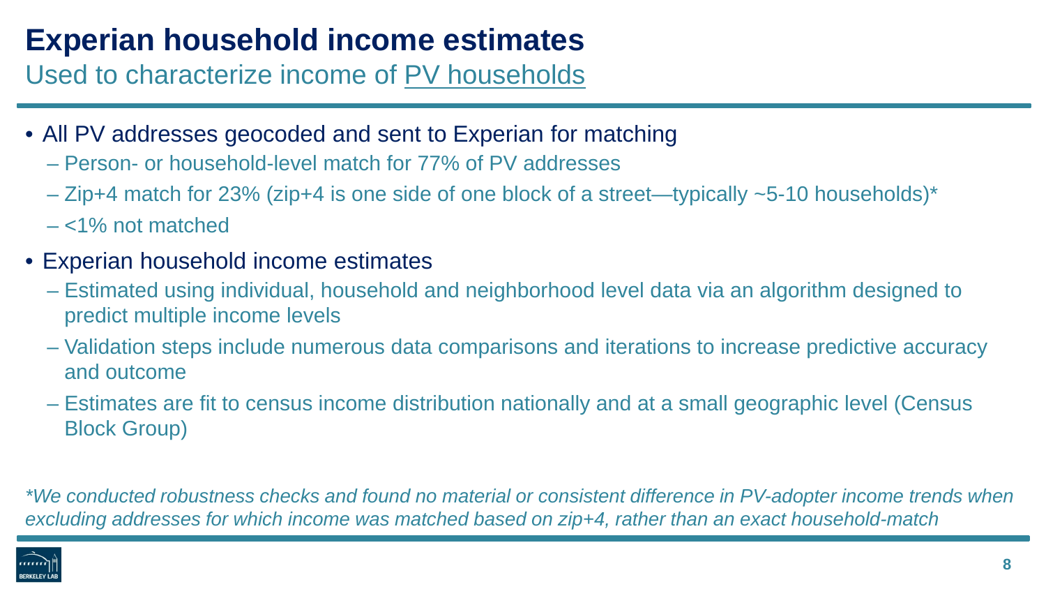# Experian household income estimates

## Used to characterize income of PV households

- All PV addresses geocoded and sent to Experian for matching
  - Person- or household-level match for 77% of PV addresses
  - Zip+4 match for 23% (zip+4 is one side of one block of a street—typically ~5-10 households)*
  - <1% not matched
- Experian household income estimates
  - Estimated using individual, household and neighborhood level data via an algorithm designed to predict multiple income levels
  - Validation steps include numerous data comparisons and iterations to increase predictive accuracy and outcome
  - Estimates are fit to census income distribution nationally and at a small geographic level (Census Block Group)

*\*We conducted robustness checks and found no material or consistent difference in PV-adopter income trends when excluding addresses for which income was matched based on zip+4, rather than an exact household-match*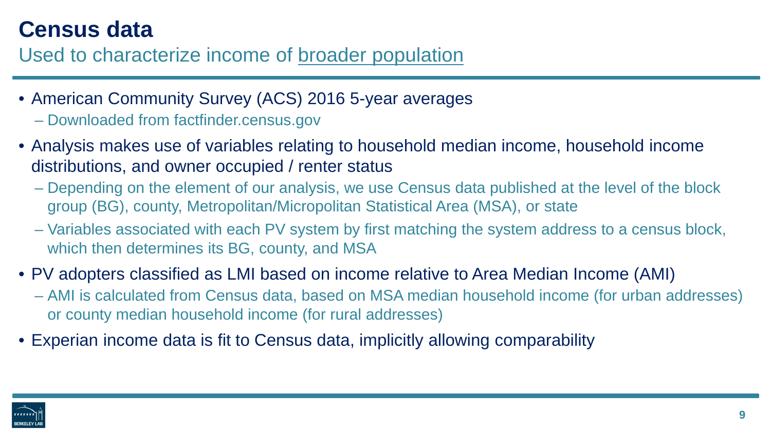# Census data

## Used to characterize income of broader population

- American Community Survey (ACS) 2016 5-year averages
  - Downloaded from factfinder.census.gov
- Analysis makes use of variables relating to household median income, household income distributions, and owner occupied / renter status
  - Depending on the element of our analysis, we use Census data published at the level of the block group (BG), county, Metropolitan/Micropolitan Statistical Area (MSA), or state
  - Variables associated with each PV system by first matching the system address to a census block, which then determines its BG, county, and MSA
- PV adopters classified as LMI based on income relative to Area Median Income (AMI)
  - AMI is calculated from Census data, based on MSA median household income (for urban addresses) or county median household income (for rural addresses)
- Experian income data is fit to Census data, implicitly allowing comparability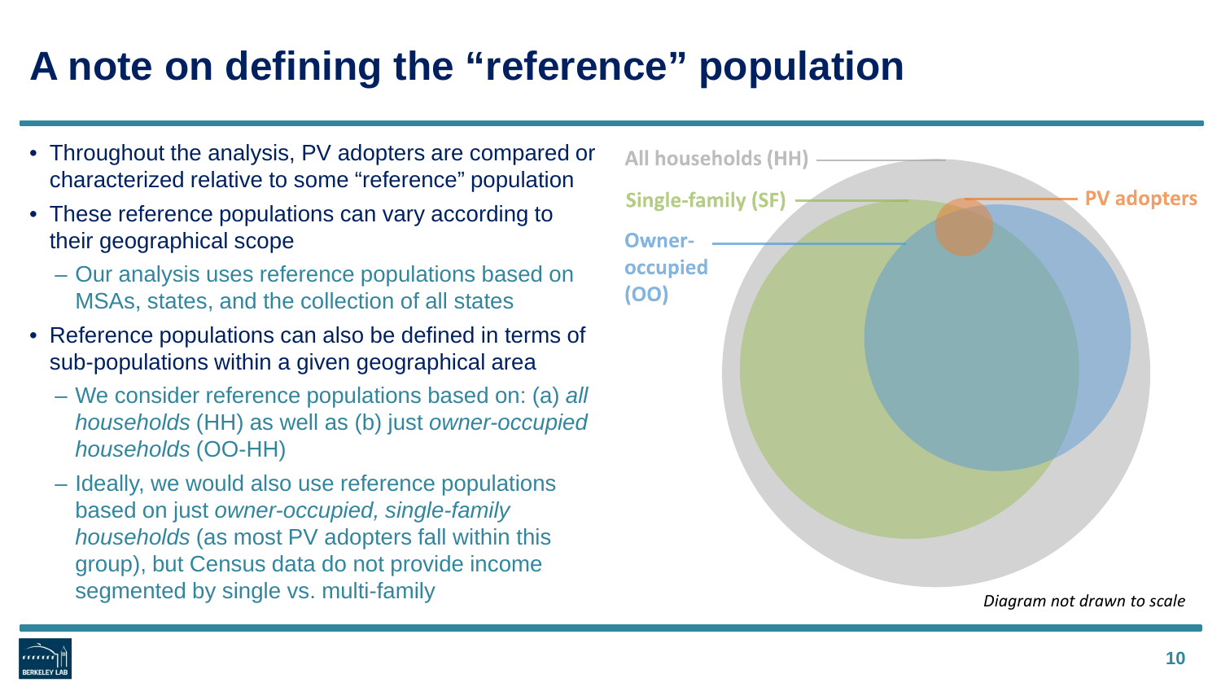# A note on defining the "reference" population

- Throughout the analysis, PV adopters are compared or characterized relative to some "reference" population
- These reference populations can vary according to their geographical scope
  - Our analysis uses reference populations based on MSAs, states, and the collection of all states
- Reference populations can also be defined in terms of sub-populations within a given geographical area
  - We consider reference populations based on: (a) *all households* (HH) as well as (b) just *owner-occupied households* (OO-HH)
  - Ideally, we would also use reference populations based on just *owner-occupied, single-family households* (as most PV adopters fall within this group), but Census data do not provide income segmented by single vs. multi-family

All households (HH)

Single-family (SF)

Owner-occupied (OO)

PV adopters

*Diagram not drawn to scale*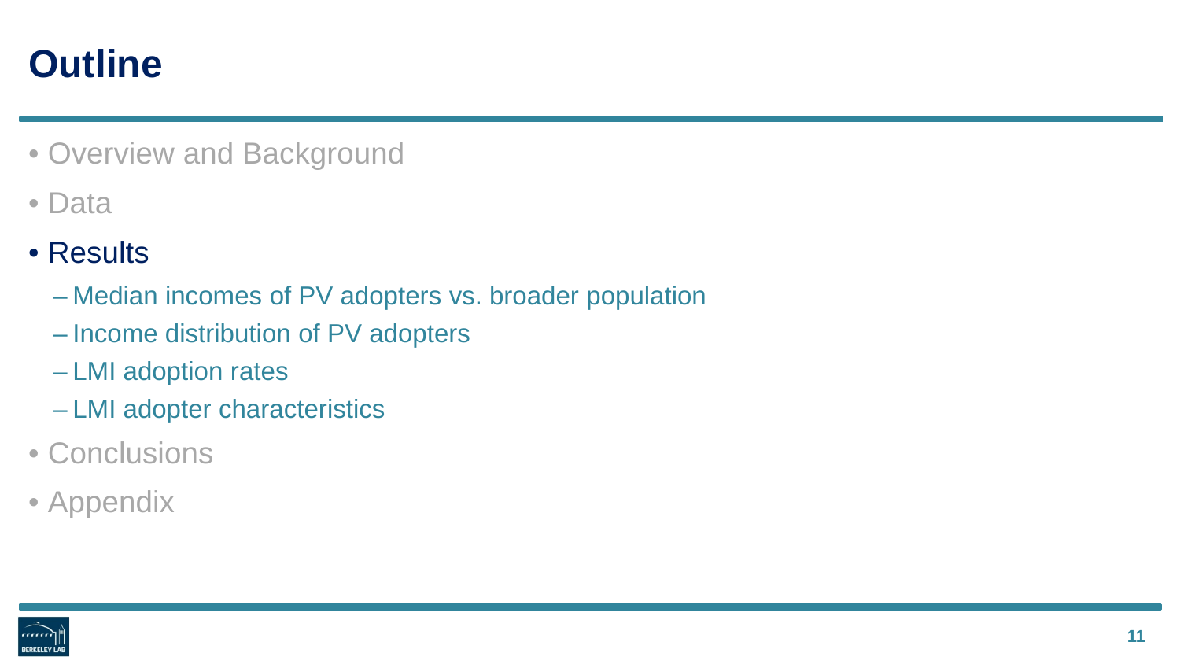# Outline

- Overview and Background
- Data
- Results
  - Median incomes of PV adopters vs. broader population
  - Income distribution of PV adopters
  - LMI adoption rates
  - LMI adopter characteristics
- Conclusions
- Appendix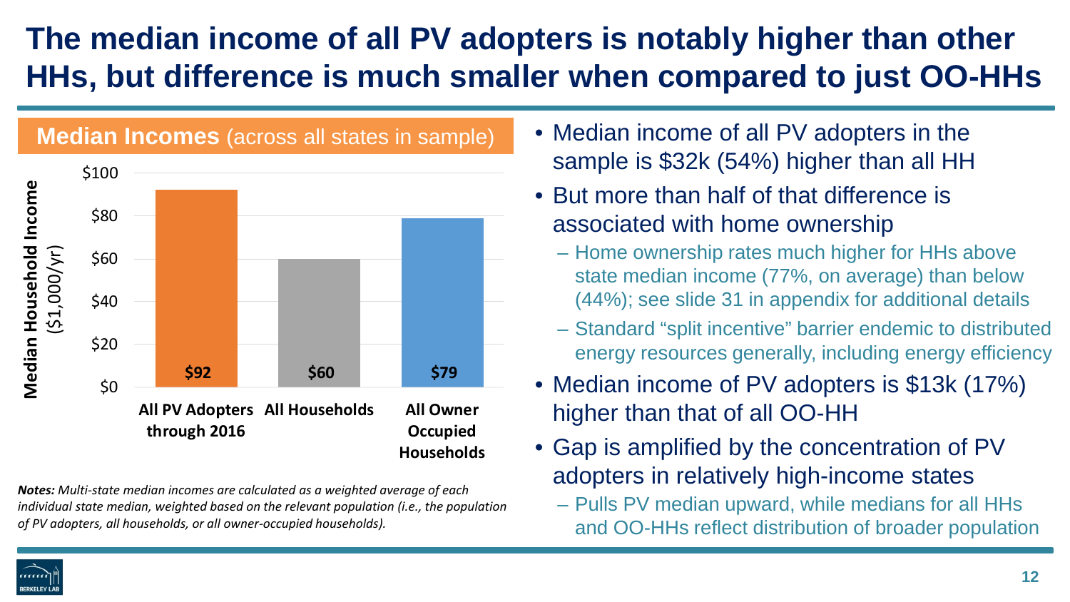# The median income of all PV adopters is notably higher than other HHs, but difference is much smaller when compared to just OO-HHs

**Median Incomes** (across all states in sample)

| | Median Household Income ($1,000/yr) |
|---|---|
| All PV Adopters through 2016 | $92 |
| All Households | $60 |
| All Owner Occupied Households | $79 |

***Notes:*** *Multi-state median incomes are calculated as a weighted average of each individual state median, weighted based on the relevant population (i.e., the population of PV adopters, all households, or all owner-occupied households).*

- Median income of all PV adopters in the sample is $32k (54%) higher than all HH
- But more than half of that difference is associated with home ownership
  - Home ownership rates much higher for HHs above state median income (77%, on average) than below (44%); see slide 31 in appendix for additional details
  - Standard "split incentive" barrier endemic to distributed energy resources generally, including energy efficiency
- Median income of PV adopters is $13k (17%) higher than that of all OO-HH
- Gap is amplified by the concentration of PV adopters in relatively high-income states
  - Pulls PV median upward, while medians for all HHs and OO-HHs reflect distribution of broader population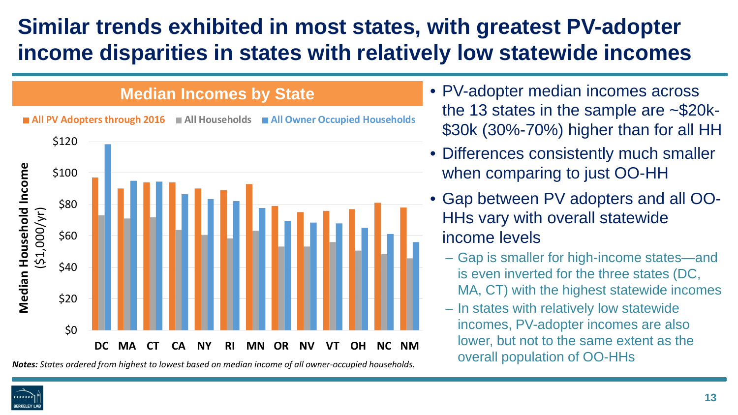# Similar trends exhibited in most states, with greatest PV-adopter income disparities in states with relatively low statewide incomes

## Median Incomes by State

■ All PV Adopters through 2016 ■ All Households ■ All Owner Occupied Households

Median Household Income ($1,000/yr)

$120
$100
$80
$60
$40
$20
$0

DC MA CT CA NY RI MN OR NV VT OH NC NM

***Notes:*** *States ordered from highest to lowest based on median income of all owner-occupied households.*

- PV-adopter median incomes across the 13 states in the sample are ~$20k-$30k (30%-70%) higher than for all HH
- Differences consistently much smaller when comparing to just OO-HH
- Gap between PV adopters and all OO-HHs vary with overall statewide income levels
  - Gap is smaller for high-income states—and is even inverted for the three states (DC, MA, CT) with the highest statewide incomes
  - In states with relatively low statewide incomes, PV-adopter incomes are also lower, but not to the same extent as the overall population of OO-HHs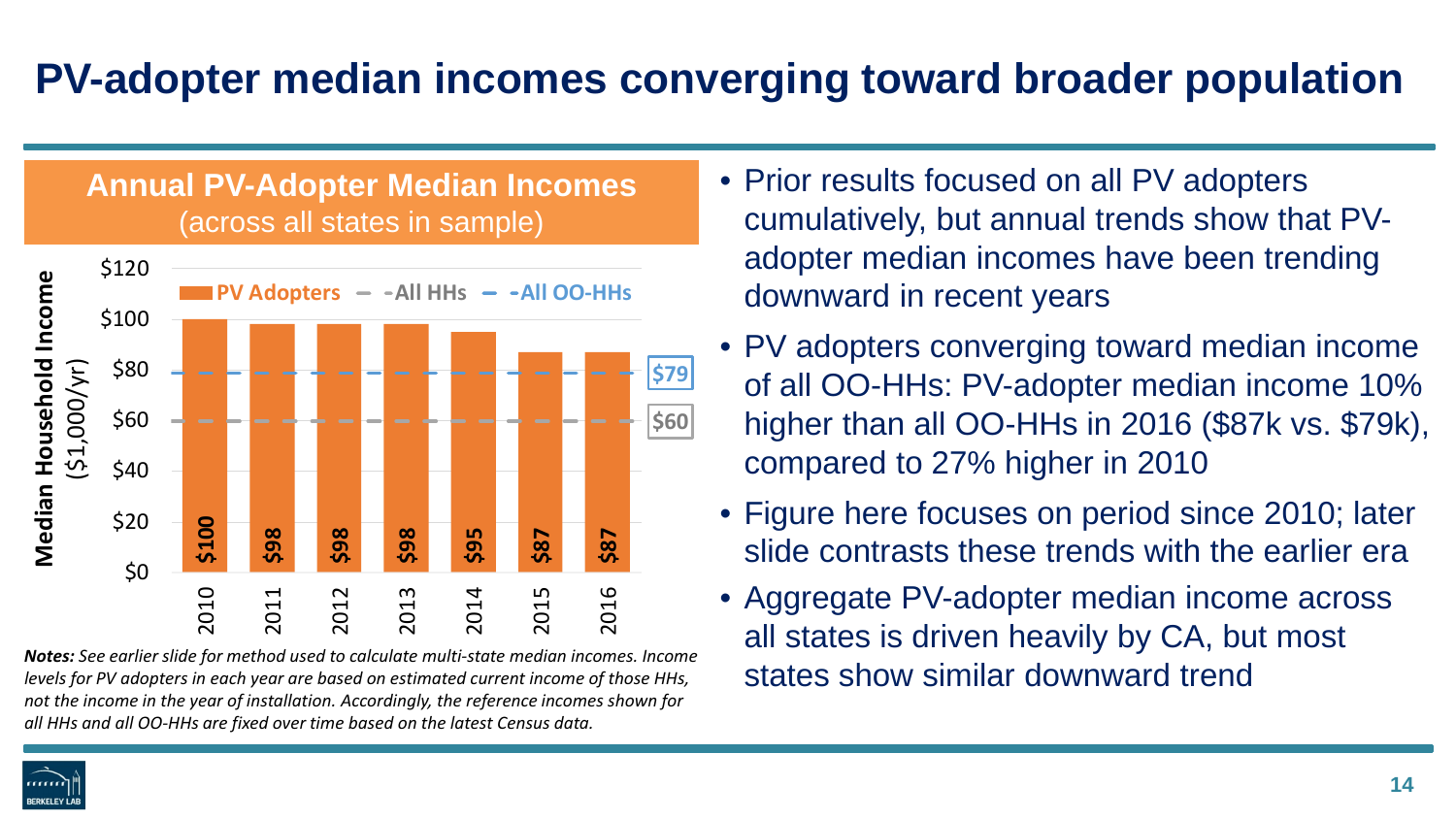# PV-adopter median incomes converging toward broader population

## Annual PV-Adopter Median Incomes
(across all states in sample)

| Year | PV Adopters | All HHs | All OO-HHs |
|---|---|---|---|
| 2010 | $100 | $60 | $79 |
| 2011 | $98 | $60 | $79 |
| 2012 | $98 | $60 | $79 |
| 2013 | $98 | $60 | $79 |
| 2014 | $95 | $60 | $79 |
| 2015 | $87 | $60 | $79 |
| 2016 | $87 | $60 | $79 |

Median Household Income ($1,000/yr)

***Notes:*** *See earlier slide for method used to calculate multi-state median incomes. Income levels for PV adopters in each year are based on estimated current income of those HHs, not the income in the year of installation. Accordingly, the reference incomes shown for all HHs and all OO-HHs are fixed over time based on the latest Census data.*

- Prior results focused on all PV adopters cumulatively, but annual trends show that PV-adopter median incomes have been trending downward in recent years
- PV adopters converging toward median income of all OO-HHs: PV-adopter median income 10% higher than all OO-HHs in 2016 ($87k vs. $79k), compared to 27% higher in 2010
- Figure here focuses on period since 2010; later slide contrasts these trends with the earlier era
- Aggregate PV-adopter median income across all states is driven heavily by CA, but most states show similar downward trend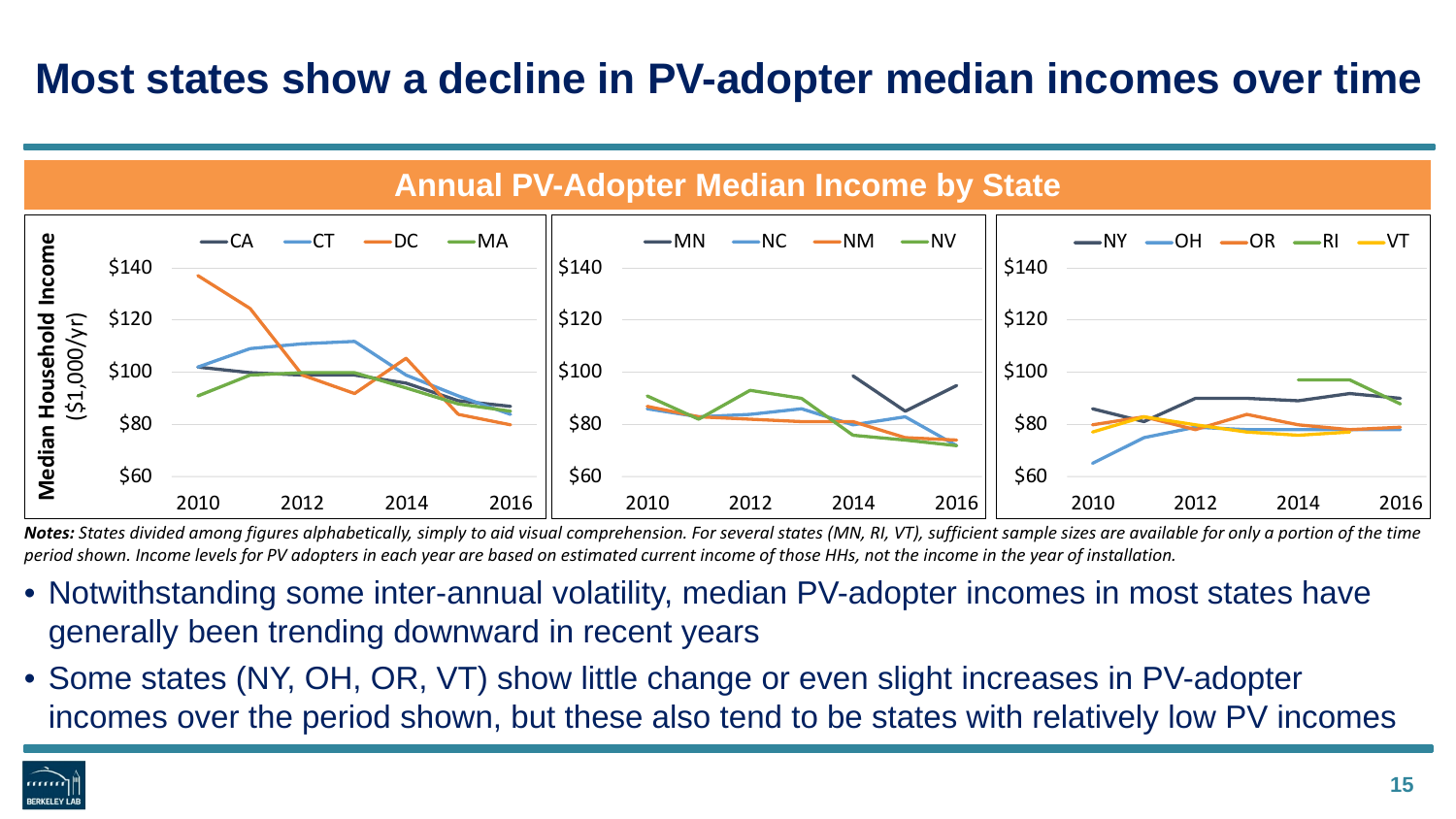# Most states show a decline in PV-adopter median incomes over time

**Annual PV-Adopter Median Income by State**

***Notes:*** *States divided among figures alphabetically, simply to aid visual comprehension. For several states (MN, RI, VT), sufficient sample sizes are available for only a portion of the time period shown. Income levels for PV adopters in each year are based on estimated current income of those HHs, not the income in the year of installation.*

- Notwithstanding some inter-annual volatility, median PV-adopter incomes in most states have generally been trending downward in recent years
- Some states (NY, OH, OR, VT) show little change or even slight increases in PV-adopter incomes over the period shown, but these also tend to be states with relatively low PV incomes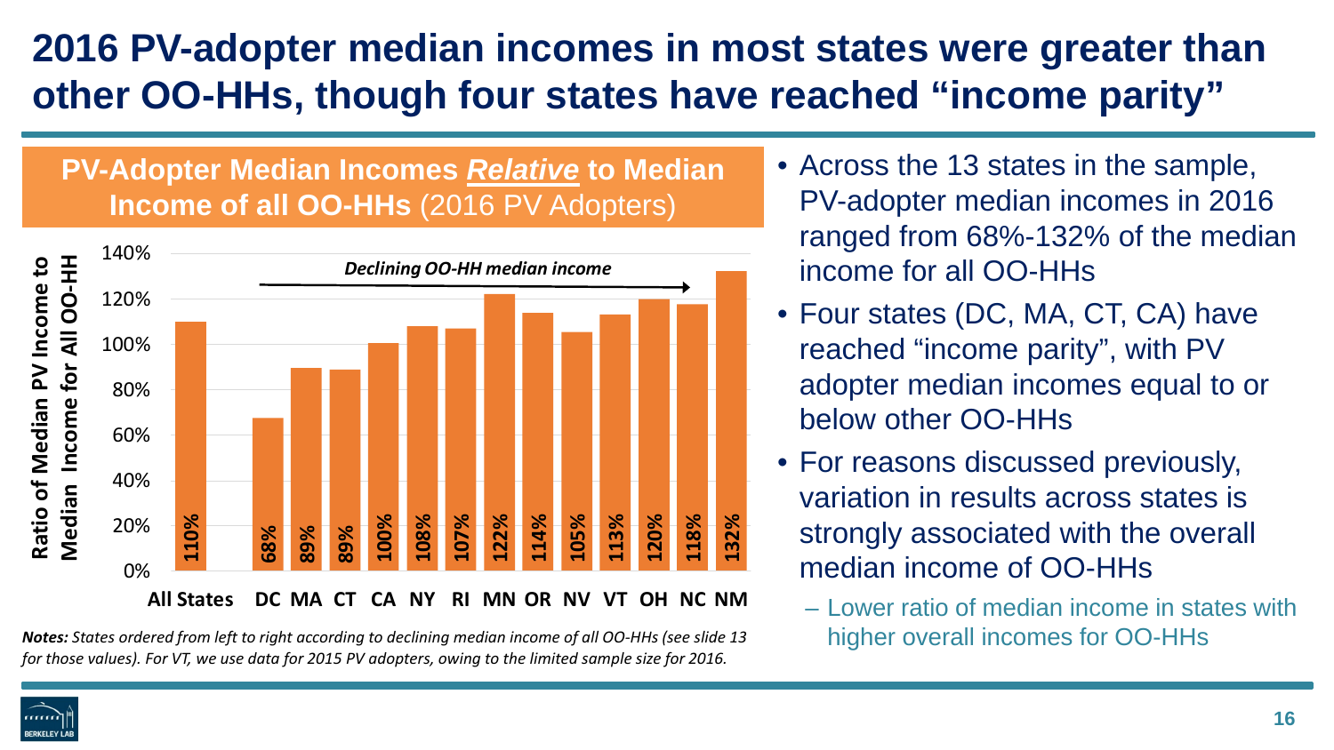# 2016 PV-adopter median incomes in most states were greater than other OO-HHs, though four states have reached “income parity”

**PV-Adopter Median Incomes *Relative* to Median Income of all OO-HHs** (2016 PV Adopters)

| | Ratio of Median PV Income to Median Income for All OO-HH |
|---|---|
| All States | 110% |
| DC | 68% |
| MA | 89% |
| CT | 89% |
| CA | 100% |
| NY | 108% |
| RI | 107% |
| MN | 122% |
| OR | 114% |
| NV | 105% |
| VT | 113% |
| OH | 120% |
| NC | 118% |
| NM | 132% |

*Declining OO-HH median income* →

***Notes:*** *States ordered from left to right according to declining median income of all OO-HHs (see slide 13 for those values). For VT, we use data for 2015 PV adopters, owing to the limited sample size for 2016.*

- Across the 13 states in the sample, PV-adopter median incomes in 2016 ranged from 68%-132% of the median income for all OO-HHs
- Four states (DC, MA, CT, CA) have reached “income parity”, with PV adopter median incomes equal to or below other OO-HHs
- For reasons discussed previously, variation in results across states is strongly associated with the overall median income of OO-HHs
  - Lower ratio of median income in states with higher overall incomes for OO-HHs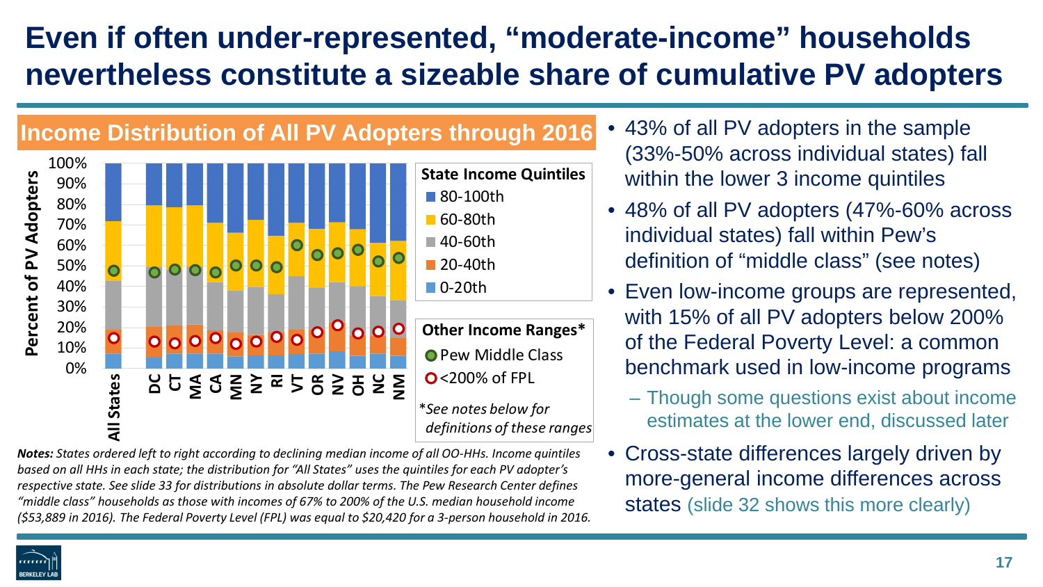# Even if often under-represented, "moderate-income" households nevertheless constitute a sizeable share of cumulative PV adopters

## Income Distribution of All PV Adopters through 2016

State Income Quintiles
- 80-100th
- 60-80th
- 40-60th
- 20-40th
- 0-20th

Other Income Ranges*
- Pew Middle Class
- <200% of FPL

*See notes below for definitions of these ranges*

Percent of PV Adopters

All States, DC, CT, MA, CA, MN, NY, RI, VT, OR, NV, OH, NC, NM

***Notes:*** *States ordered left to right according to declining median income of all OO-HHs. Income quintiles based on all HHs in each state; the distribution for "All States" uses the quintiles for each PV adopter's respective state. See slide 33 for distributions in absolute dollar terms. The Pew Research Center defines "middle class" households as those with incomes of 67% to 200% of the U.S. median household income ($53,889 in 2016). The Federal Poverty Level (FPL) was equal to $20,420 for a 3-person household in 2016.*

- 43% of all PV adopters in the sample (33%-50% across individual states) fall within the lower 3 income quintiles
- 48% of all PV adopters (47%-60% across individual states) fall within Pew's definition of "middle class" (see notes)
- Even low-income groups are represented, with 15% of all PV adopters below 200% of the Federal Poverty Level: a common benchmark used in low-income programs
  - Though some questions exist about income estimates at the lower end, discussed later
- Cross-state differences largely driven by more-general income differences across states (slide 32 shows this more clearly)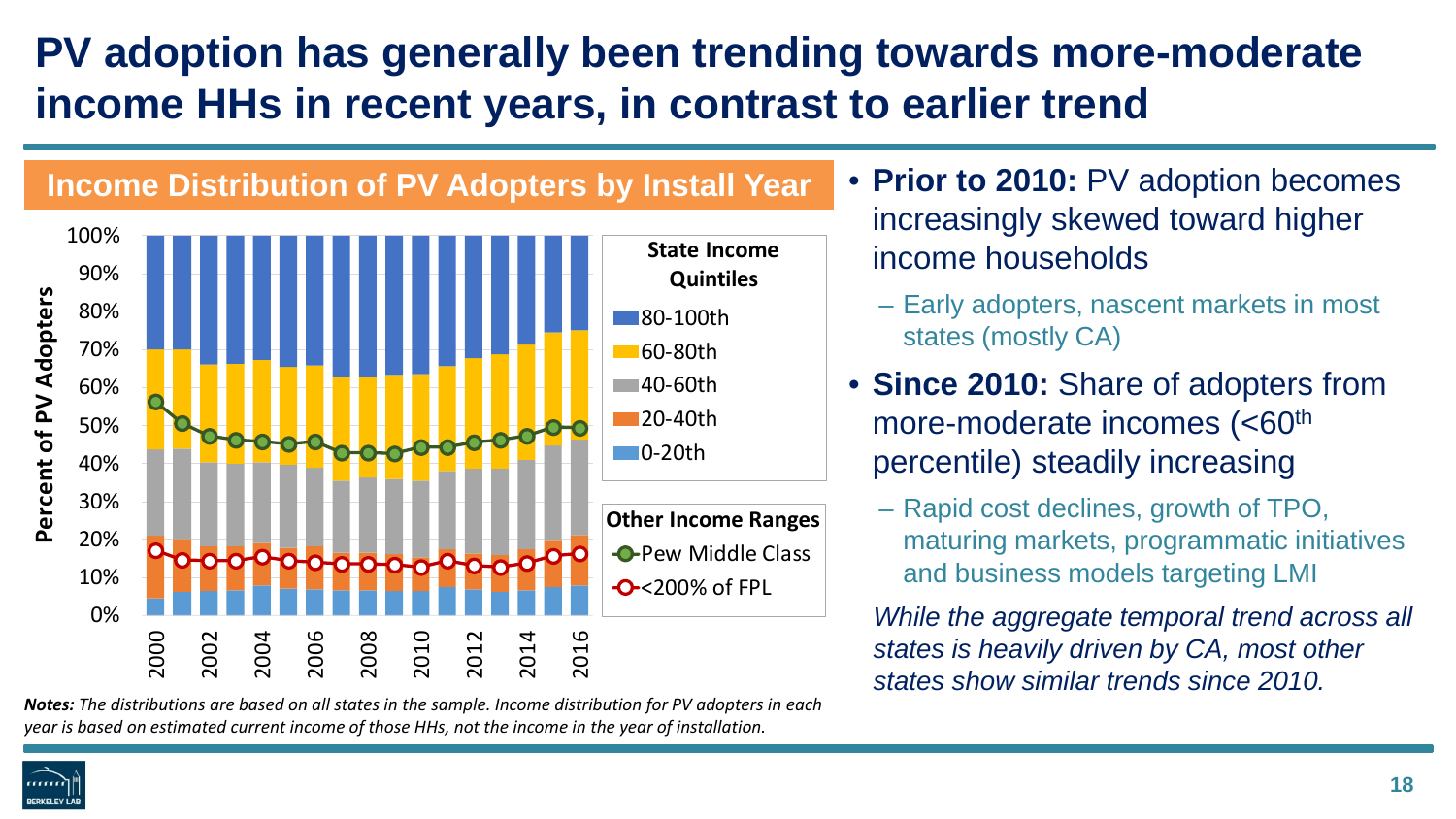# PV adoption has generally been trending towards more-moderate income HHs in recent years, in contrast to earlier trend

**Income Distribution of PV Adopters by Install Year**

*Notes: The distributions are based on all states in the sample. Income distribution for PV adopters in each year is based on estimated current income of those HHs, not the income in the year of installation.*

- **Prior to 2010:** PV adoption becomes increasingly skewed toward higher income households
  - Early adopters, nascent markets in most states (mostly CA)
- **Since 2010:** Share of adopters from more-moderate incomes (<60th percentile) steadily increasing
  - Rapid cost declines, growth of TPO, maturing markets, programmatic initiatives and business models targeting LMI

*While the aggregate temporal trend across all states is heavily driven by CA, most other states show similar trends since 2010.*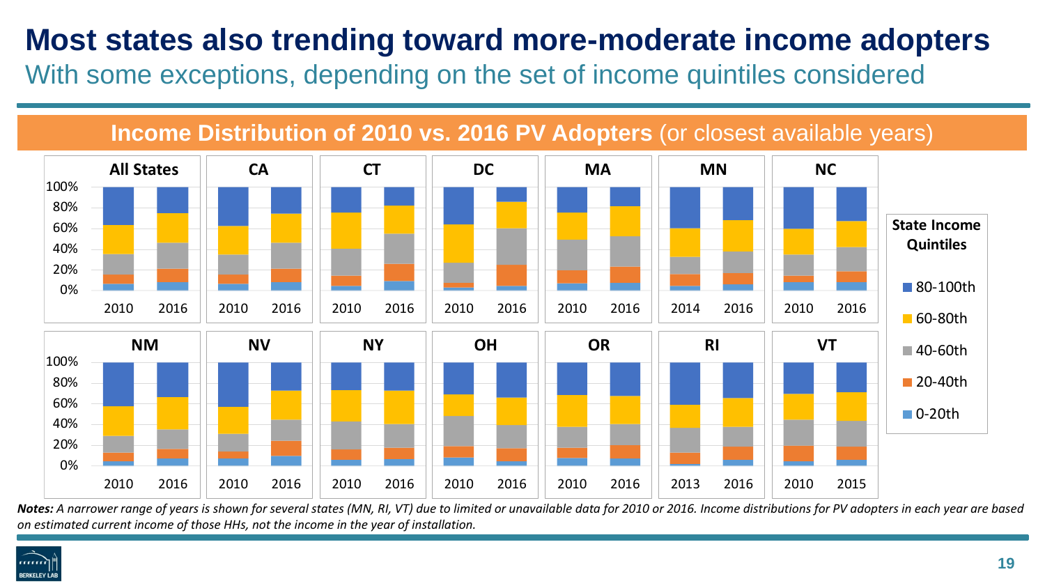# Most states also trending toward more-moderate income adopters

## With some exceptions, depending on the set of income quintiles considered

**Income Distribution of 2010 vs. 2016 PV Adopters** (or closest available years)

All States: 2010, 2016
CA: 2010, 2016
CT: 2010, 2016
DC: 2010, 2016
MA: 2010, 2016
MN: 2014, 2016
NC: 2010, 2016
NM: 2010, 2016
NV: 2010, 2016
NY: 2010, 2016
OH: 2010, 2016
OR: 2010, 2016
RI: 2013, 2016
VT: 2010, 2015

**State Income Quintiles**

- 80-100th
- 60-80th
- 40-60th
- 20-40th
- 0-20th

*Notes: A narrower range of years is shown for several states (MN, RI, VT) due to limited or unavailable data for 2010 or 2016. Income distributions for PV adopters in each year are based on estimated current income of those HHs, not the income in the year of installation.*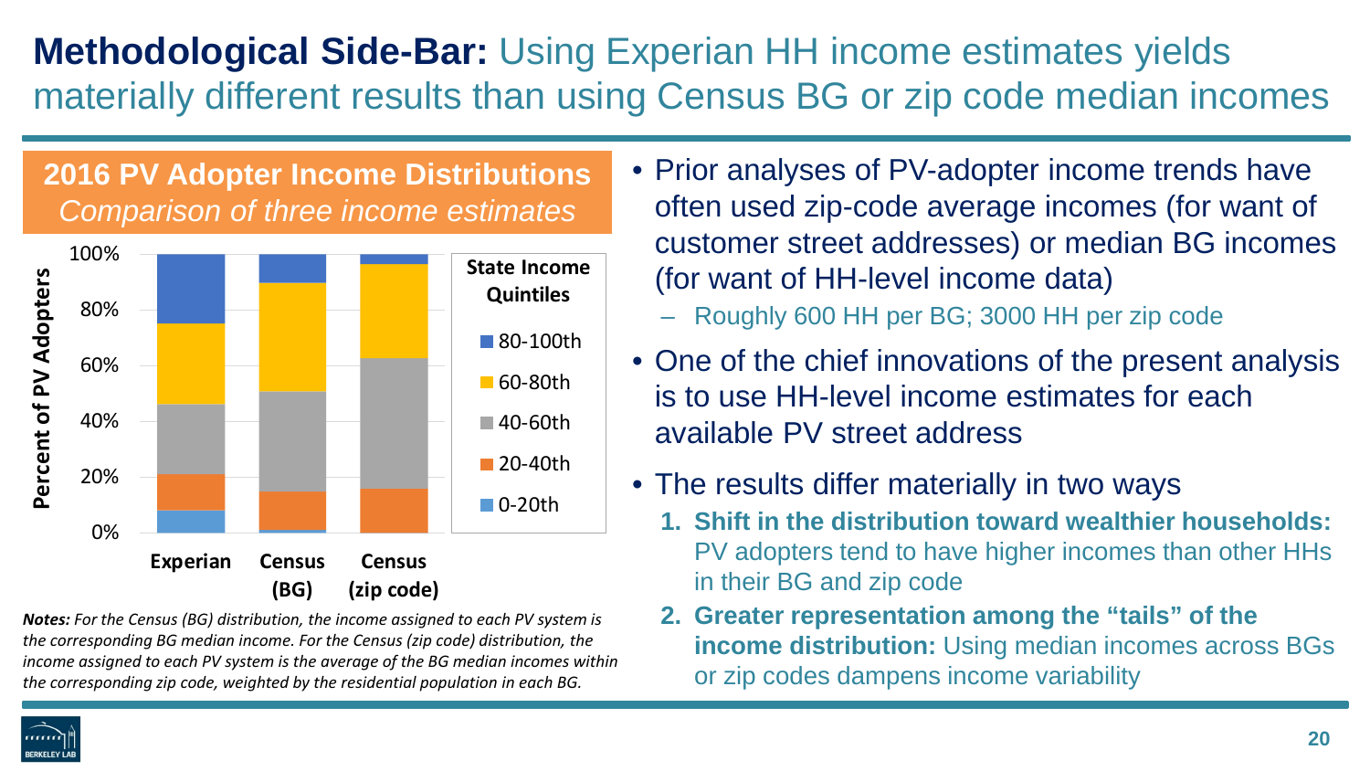# **Methodological Side-Bar:** Using Experian HH income estimates yields materially different results than using Census BG or zip code median incomes

**2016 PV Adopter Income Distributions**
*Comparison of three income estimates*

*Notes: For the Census (BG) distribution, the income assigned to each PV system is the corresponding BG median income. For the Census (zip code) distribution, the income assigned to each PV system is the average of the BG median incomes within the corresponding zip code, weighted by the residential population in each BG.*

- Prior analyses of PV-adopter income trends have often used zip-code average incomes (for want of customer street addresses) or median BG incomes (for want of HH-level income data)
  - Roughly 600 HH per BG; 3000 HH per zip code
- One of the chief innovations of the present analysis is to use HH-level income estimates for each available PV street address
- The results differ materially in two ways
  1. **Shift in the distribution toward wealthier households:** PV adopters tend to have higher incomes than other HHs in their BG and zip code
  2. **Greater representation among the "tails" of the income distribution:** Using median incomes across BGs or zip codes dampens income variability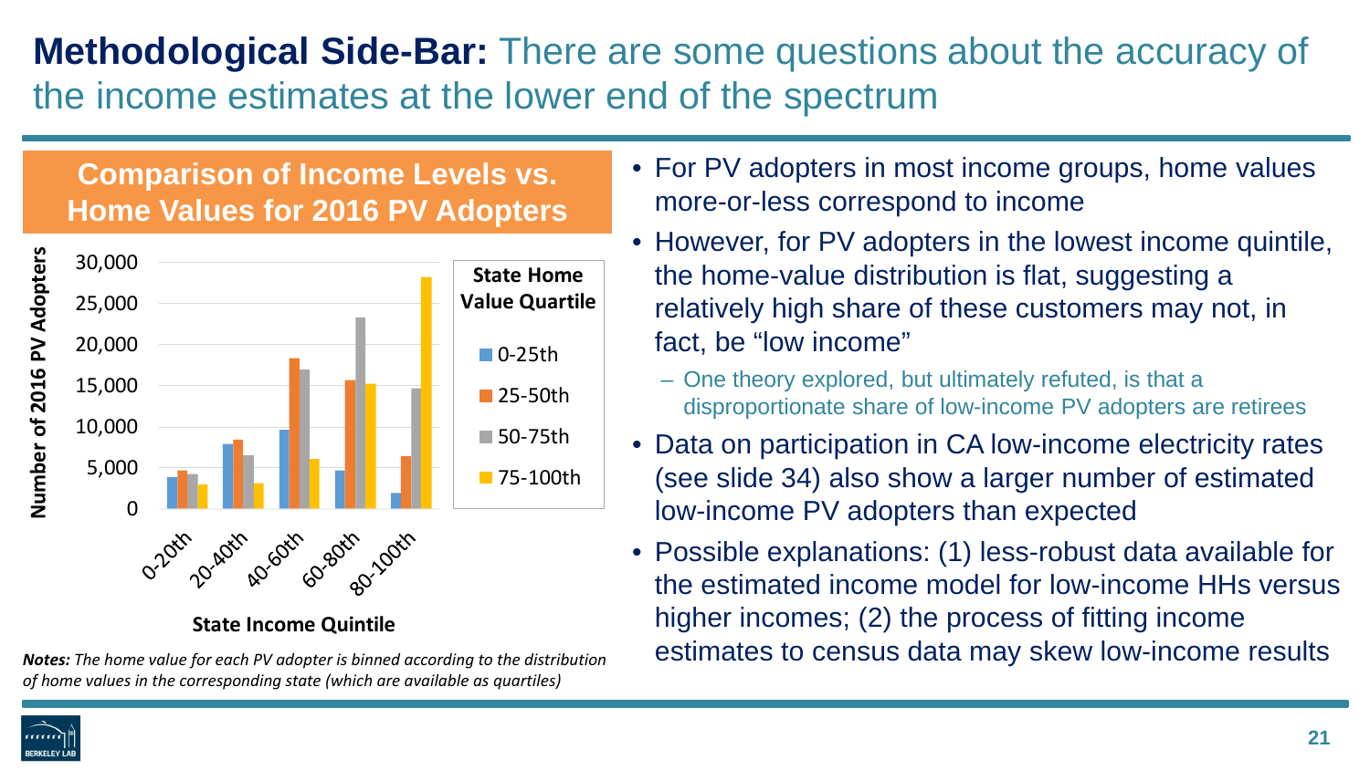# **Methodological Side-Bar:** There are some questions about the accuracy of the income estimates at the lower end of the spectrum

## Comparison of Income Levels vs. Home Values for 2016 PV Adopters

State Home Value Quartile: 0-25th, 25-50th, 50-75th, 75-100th

Number of 2016 PV Adopters (0 – 30,000)

State Income Quintile: 0-20th, 20-40th, 40-60th, 60-80th, 80-100th

*__Notes:__ The home value for each PV adopter is binned according to the distribution of home values in the corresponding state (which are available as quartiles)*

- For PV adopters in most income groups, home values more-or-less correspond to income
- However, for PV adopters in the lowest income quintile, the home-value distribution is flat, suggesting a relatively high share of these customers may not, in fact, be “low income”
  - One theory explored, but ultimately refuted, is that a disproportionate share of low-income PV adopters are retirees
- Data on participation in CA low-income electricity rates (see slide 34) also show a larger number of estimated low-income PV adopters than expected
- Possible explanations: (1) less-robust data available for the estimated income model for low-income HHs versus higher incomes; (2) the process of fitting income estimates to census data may skew low-income results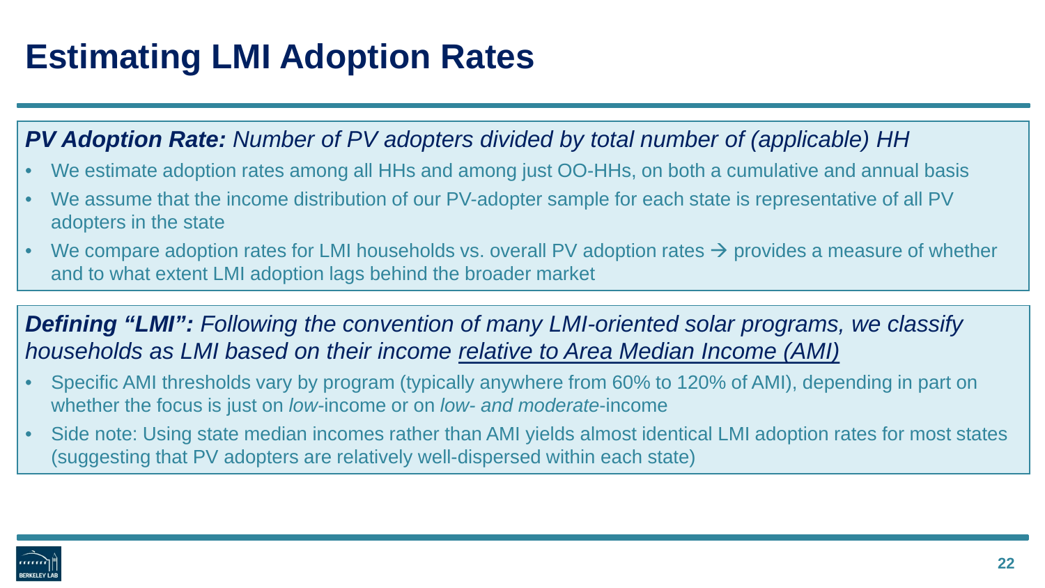# Estimating LMI Adoption Rates

***PV Adoption Rate:*** *Number of PV adopters divided by total number of (applicable) HH*

- We estimate adoption rates among all HHs and among just OO-HHs, on both a cumulative and annual basis
- We assume that the income distribution of our PV-adopter sample for each state is representative of all PV adopters in the state
- We compare adoption rates for LMI households vs. overall PV adoption rates → provides a measure of whether and to what extent LMI adoption lags behind the broader market

***Defining "LMI":*** *Following the convention of many LMI-oriented solar programs, we classify households as LMI based on their income* *<u>relative to Area Median Income (AMI)</u>*

- Specific AMI thresholds vary by program (typically anywhere from 60% to 120% of AMI), depending in part on whether the focus is just on *low*-income or on *low- and moderate*-income
- Side note: Using state median incomes rather than AMI yields almost identical LMI adoption rates for most states (suggesting that PV adopters are relatively well-dispersed within each state)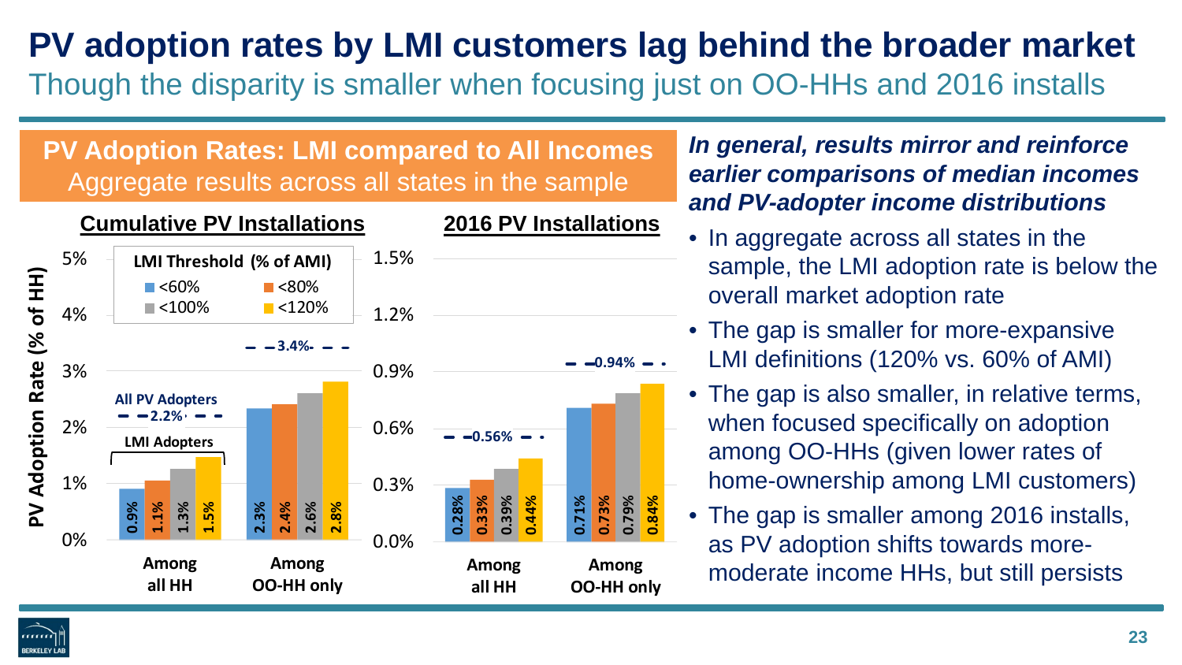# PV adoption rates by LMI customers lag behind the broader market

## Though the disparity is smaller when focusing just on OO-HHs and 2016 installs

### PV Adoption Rates: LMI compared to All Incomes

Aggregate results across all states in the sample

**Cumulative PV Installations**

| LMI Threshold (% of AMI) | Among all HH | Among OO-HH only |
|---|---|---|
| <60% | 0.9% | 2.3% |
| <80% | 1.1% | 2.4% |
| <100% | 1.3% | 2.6% |
| <120% | 1.5% | 2.8% |
| All PV Adopters | 2.2% | 3.4% |

**2016 PV Installations**

| LMI Threshold (% of AMI) | Among all HH | Among OO-HH only |
|---|---|---|
| <60% | 0.28% | 0.71% |
| <80% | 0.33% | 0.73% |
| <100% | 0.39% | 0.79% |
| <120% | 0.44% | 0.84% |
| All PV Adopters | 0.56% | 0.94% |

PV Adoption Rate (% of HH)

***In general, results mirror and reinforce earlier comparisons of median incomes and PV-adopter income distributions***

- In aggregate across all states in the sample, the LMI adoption rate is below the overall market adoption rate
- The gap is smaller for more-expansive LMI definitions (120% vs. 60% of AMI)
- The gap is also smaller, in relative terms, when focused specifically on adoption among OO-HHs (given lower rates of home-ownership among LMI customers)
- The gap is smaller among 2016 installs, as PV adoption shifts towards more-moderate income HHs, but still persists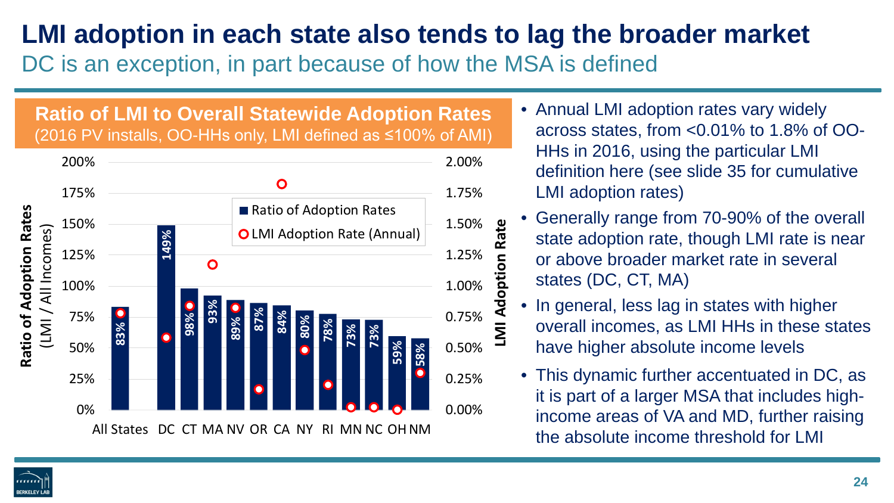# LMI adoption in each state also tends to lag the broader market

## DC is an exception, in part because of how the MSA is defined

### Ratio of LMI to Overall Statewide Adoption Rates
(2016 PV installs, OO-HHs only, LMI defined as ≤100% of AMI)

| State | Ratio of Adoption Rates (LMI / All Incomes) |
|---|---|
| All States | 83% |
| DC | 149% |
| CT | 98% |
| MA | 93% |
| NV | 89% |
| OR | 87% |
| CA | 84% |
| NY | 80% |
| RI | 78% |
| MN | 73% |
| NC | 73% |
| OH | 59% |
| NM | 58% |

- Annual LMI adoption rates vary widely across states, from <0.01% to 1.8% of OO-HHs in 2016, using the particular LMI definition here (see slide 35 for cumulative LMI adoption rates)
- Generally range from 70-90% of the overall state adoption rate, though LMI rate is near or above broader market rate in several states (DC, CT, MA)
- In general, less lag in states with higher overall incomes, as LMI HHs in these states have higher absolute income levels
- This dynamic further accentuated in DC, as it is part of a larger MSA that includes high-income areas of VA and MD, further raising the absolute income threshold for LMI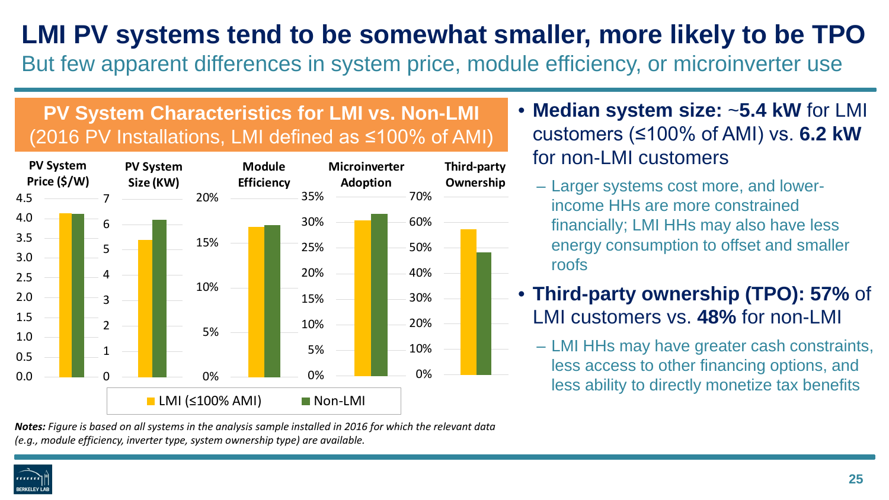# LMI PV systems tend to be somewhat smaller, more likely to be TPO

## But few apparent differences in system price, module efficiency, or microinverter use

**PV System Characteristics for LMI vs. Non-LMI**
(2016 PV Installations, LMI defined as ≤100% of AMI)

| | PV System Price ($/W) | PV System Size (KW) | Module Efficiency | Microinverter Adoption | Third-party Ownership |
|---|---|---|---|---|---|
| LMI (≤100% AMI) | ~4.1 | ~5.4 | ~17% | ~30% | ~57% |
| Non-LMI | ~4.1 | ~6.2 | ~17% | ~31% | ~48% |

- **Median system size:** ~**5.4 kW** for LMI customers (≤100% of AMI) vs. **6.2 kW** for non-LMI customers
  - Larger systems cost more, and lower-income HHs are more constrained financially; LMI HHs may also have less energy consumption to offset and smaller roofs
- **Third-party ownership (TPO): 57%** of LMI customers vs. **48%** for non-LMI
  - LMI HHs may have greater cash constraints, less access to other financing options, and less ability to directly monetize tax benefits

***Notes:*** *Figure is based on all systems in the analysis sample installed in 2016 for which the relevant data (e.g., module efficiency, inverter type, system ownership type) are available.*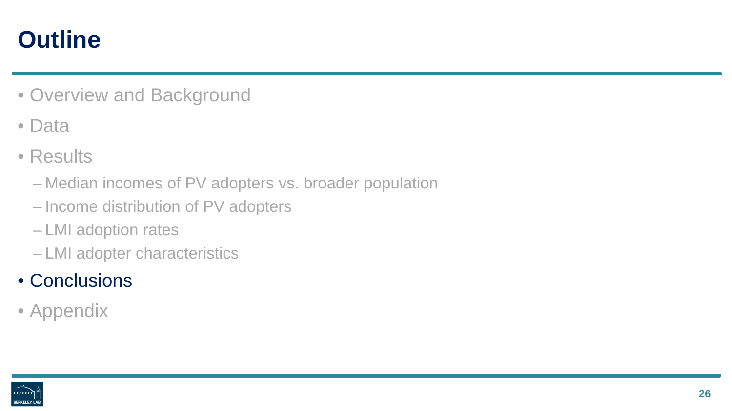# Outline

- Overview and Background
- Data
- Results
  - Median incomes of PV adopters vs. broader population
  - Income distribution of PV adopters
  - LMI adoption rates
  - LMI adopter characteristics
- Conclusions
- Appendix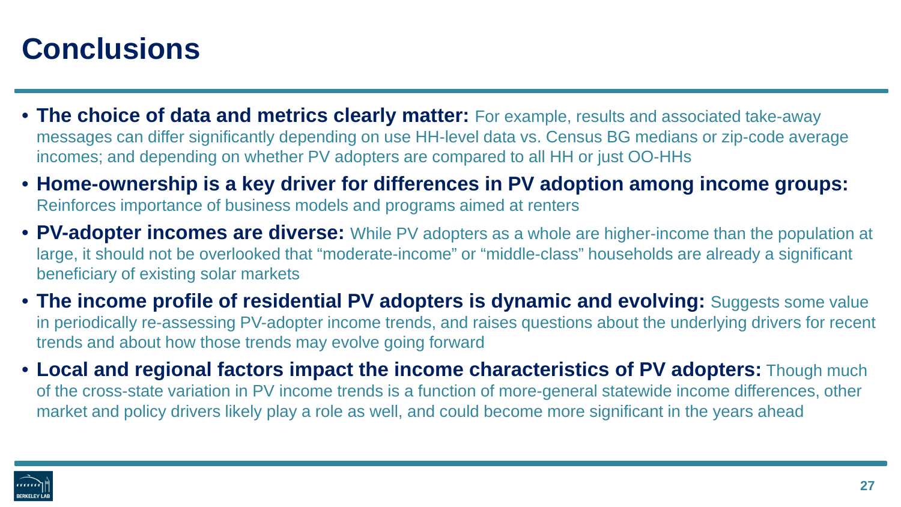# Conclusions

- **The choice of data and metrics clearly matter:** For example, results and associated take-away messages can differ significantly depending on use HH-level data vs. Census BG medians or zip-code average incomes; and depending on whether PV adopters are compared to all HH or just OO-HHs
- **Home-ownership is a key driver for differences in PV adoption among income groups:** Reinforces importance of business models and programs aimed at renters
- **PV-adopter incomes are diverse:** While PV adopters as a whole are higher-income than the population at large, it should not be overlooked that "moderate-income" or "middle-class" households are already a significant beneficiary of existing solar markets
- **The income profile of residential PV adopters is dynamic and evolving:** Suggests some value in periodically re-assessing PV-adopter income trends, and raises questions about the underlying drivers for recent trends and about how those trends may evolve going forward
- **Local and regional factors impact the income characteristics of PV adopters:** Though much of the cross-state variation in PV income trends is a function of more-general statewide income differences, other market and policy drivers likely play a role as well, and could become more significant in the years ahead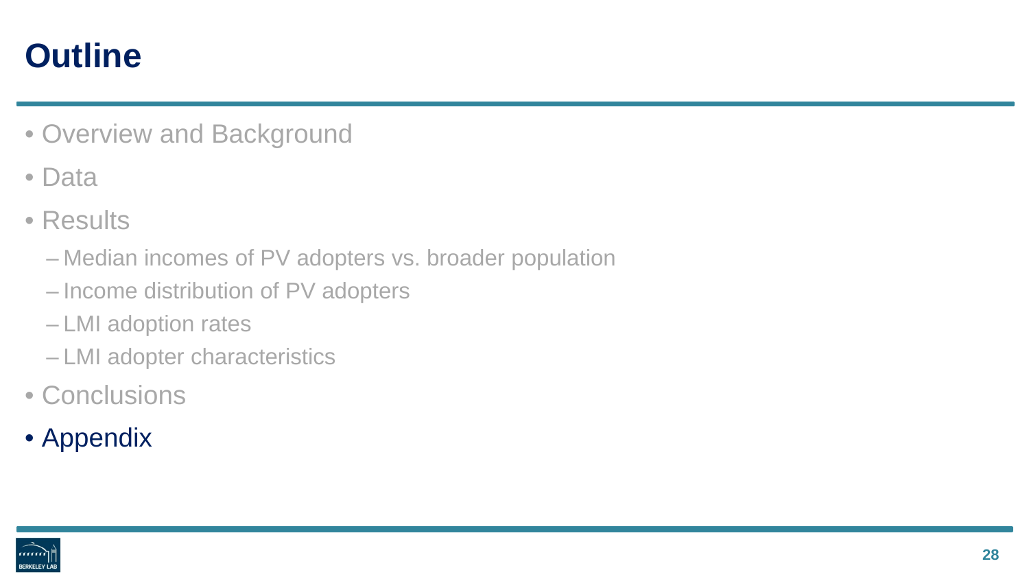# Outline

- Overview and Background
- Data
- Results
  - Median incomes of PV adopters vs. broader population
  - Income distribution of PV adopters
  - LMI adoption rates
  - LMI adopter characteristics
- Conclusions
- Appendix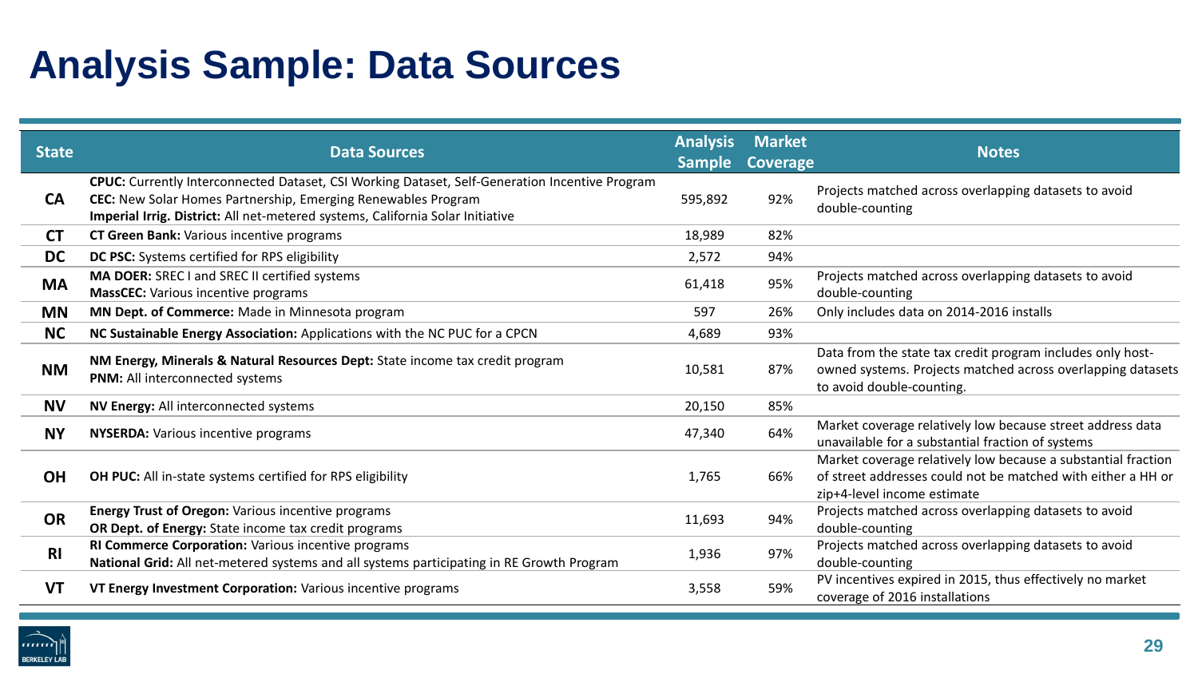# Analysis Sample: Data Sources

| State | Data Sources | Analysis Sample | Market Coverage | Notes |
|---|---|---|---|---|
| CA | **CPUC:** Currently Interconnected Dataset, CSI Working Dataset, Self-Generation Incentive Program<br>**CEC:** New Solar Homes Partnership, Emerging Renewables Program<br>**Imperial Irrig. District:** All net-metered systems, California Solar Initiative | 595,892 | 92% | Projects matched across overlapping datasets to avoid double-counting |
| CT | **CT Green Bank:** Various incentive programs | 18,989 | 82% | |
| DC | **DC PSC:** Systems certified for RPS eligibility | 2,572 | 94% | |
| MA | **MA DOER:** SREC I and SREC II certified systems<br>**MassCEC:** Various incentive programs | 61,418 | 95% | Projects matched across overlapping datasets to avoid double-counting |
| MN | **MN Dept. of Commerce:** Made in Minnesota program | 597 | 26% | Only includes data on 2014-2016 installs |
| NC | **NC Sustainable Energy Association:** Applications with the NC PUC for a CPCN | 4,689 | 93% | |
| NM | **NM Energy, Minerals & Natural Resources Dept:** State income tax credit program<br>**PNM:** All interconnected systems | 10,581 | 87% | Data from the state tax credit program includes only host-owned systems. Projects matched across overlapping datasets to avoid double-counting. |
| NV | **NV Energy:** All interconnected systems | 20,150 | 85% | |
| NY | **NYSERDA:** Various incentive programs | 47,340 | 64% | Market coverage relatively low because street address data unavailable for a substantial fraction of systems |
| OH | **OH PUC:** All in-state systems certified for RPS eligibility | 1,765 | 66% | Market coverage relatively low because a substantial fraction of street addresses could not be matched with either a HH or zip+4-level income estimate |
| OR | **Energy Trust of Oregon:** Various incentive programs<br>**OR Dept. of Energy:** State income tax credit programs | 11,693 | 94% | Projects matched across overlapping datasets to avoid double-counting |
| RI | **RI Commerce Corporation:** Various incentive programs<br>**National Grid:** All net-metered systems and all systems participating in RE Growth Program | 1,936 | 97% | Projects matched across overlapping datasets to avoid double-counting |
| VT | **VT Energy Investment Corporation:** Various incentive programs | 3,558 | 59% | PV incentives expired in 2015, thus effectively no market coverage of 2016 installations |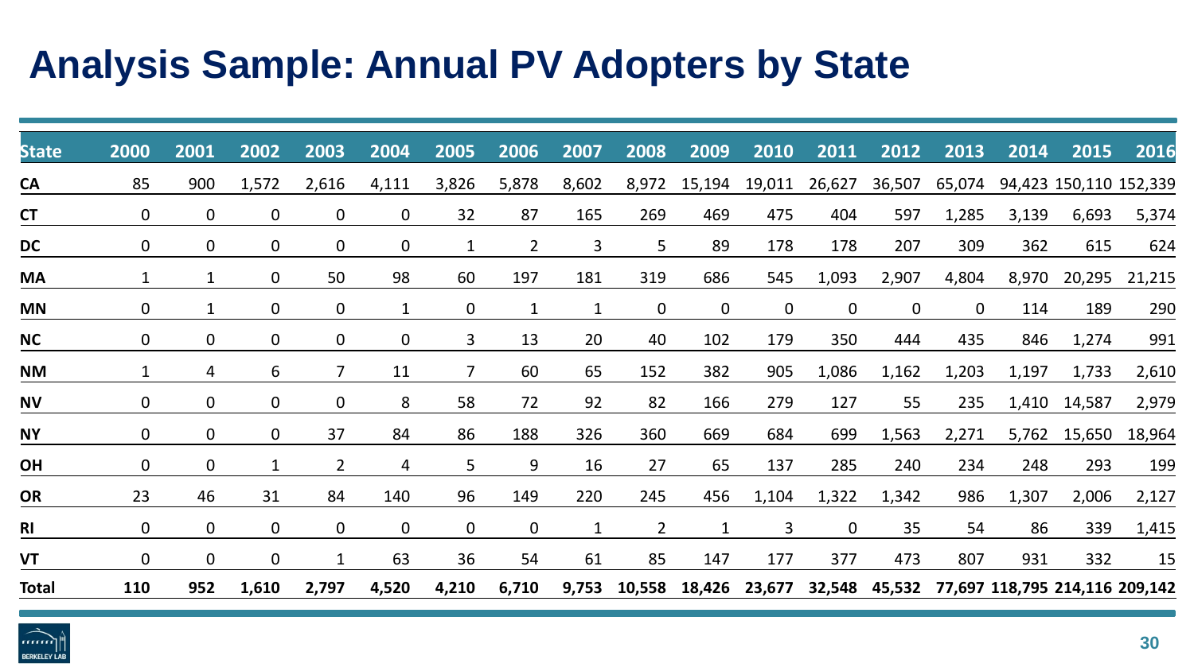# Analysis Sample: Annual PV Adopters by State

| State | 2000 | 2001 | 2002 | 2003 | 2004 | 2005 | 2006 | 2007 | 2008 | 2009 | 2010 | 2011 | 2012 | 2013 | 2014 | 2015 | 2016 |
|---|---|---|---|---|---|---|---|---|---|---|---|---|---|---|---|---|---|
| CA | 85 | 900 | 1,572 | 2,616 | 4,111 | 3,826 | 5,878 | 8,602 | 8,972 | 15,194 | 19,011 | 26,627 | 36,507 | 65,074 | 94,423 | 150,110 | 152,339 |
| CT | 0 | 0 | 0 | 0 | 0 | 32 | 87 | 165 | 269 | 469 | 475 | 404 | 597 | 1,285 | 3,139 | 6,693 | 5,374 |
| DC | 0 | 0 | 0 | 0 | 0 | 1 | 2 | 3 | 5 | 89 | 178 | 178 | 207 | 309 | 362 | 615 | 624 |
| MA | 1 | 1 | 0 | 50 | 98 | 60 | 197 | 181 | 319 | 686 | 545 | 1,093 | 2,907 | 4,804 | 8,970 | 20,295 | 21,215 |
| MN | 0 | 1 | 0 | 0 | 1 | 0 | 1 | 1 | 0 | 0 | 0 | 0 | 0 | 0 | 114 | 189 | 290 |
| NC | 0 | 0 | 0 | 0 | 0 | 3 | 13 | 20 | 40 | 102 | 179 | 350 | 444 | 435 | 846 | 1,274 | 991 |
| NM | 1 | 4 | 6 | 7 | 11 | 7 | 60 | 65 | 152 | 382 | 905 | 1,086 | 1,162 | 1,203 | 1,197 | 1,733 | 2,610 |
| NV | 0 | 0 | 0 | 0 | 8 | 58 | 72 | 92 | 82 | 166 | 279 | 127 | 55 | 235 | 1,410 | 14,587 | 2,979 |
| NY | 0 | 0 | 0 | 37 | 84 | 86 | 188 | 326 | 360 | 669 | 684 | 699 | 1,563 | 2,271 | 5,762 | 15,650 | 18,964 |
| OH | 0 | 0 | 1 | 2 | 4 | 5 | 9 | 16 | 27 | 65 | 137 | 285 | 240 | 234 | 248 | 293 | 199 |
| OR | 23 | 46 | 31 | 84 | 140 | 96 | 149 | 220 | 245 | 456 | 1,104 | 1,322 | 1,342 | 986 | 1,307 | 2,006 | 2,127 |
| RI | 0 | 0 | 0 | 0 | 0 | 0 | 0 | 1 | 2 | 1 | 3 | 0 | 35 | 54 | 86 | 339 | 1,415 |
| VT | 0 | 0 | 0 | 1 | 63 | 36 | 54 | 61 | 85 | 147 | 177 | 377 | 473 | 807 | 931 | 332 | 15 |
| **Total** | **110** | **952** | **1,610** | **2,797** | **4,520** | **4,210** | **6,710** | **9,753** | **10,558** | **18,426** | **23,677** | **32,548** | **45,532** | **77,697** | **118,795** | **214,116** | **209,142** |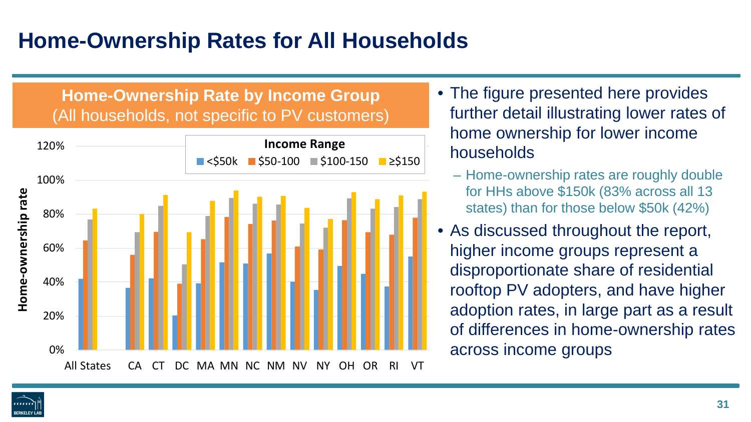# Home-Ownership Rates for All Households

**Home-Ownership Rate by Income Group**
(All households, not specific to PV customers)

- The figure presented here provides further detail illustrating lower rates of home ownership for lower income households
  - Home-ownership rates are roughly double for HHs above $150k (83% across all 13 states) than for those below $50k (42%)
- As discussed throughout the report, higher income groups represent a disproportionate share of residential rooftop PV adopters, and have higher adoption rates, in large part as a result of differences in home-ownership rates across income groups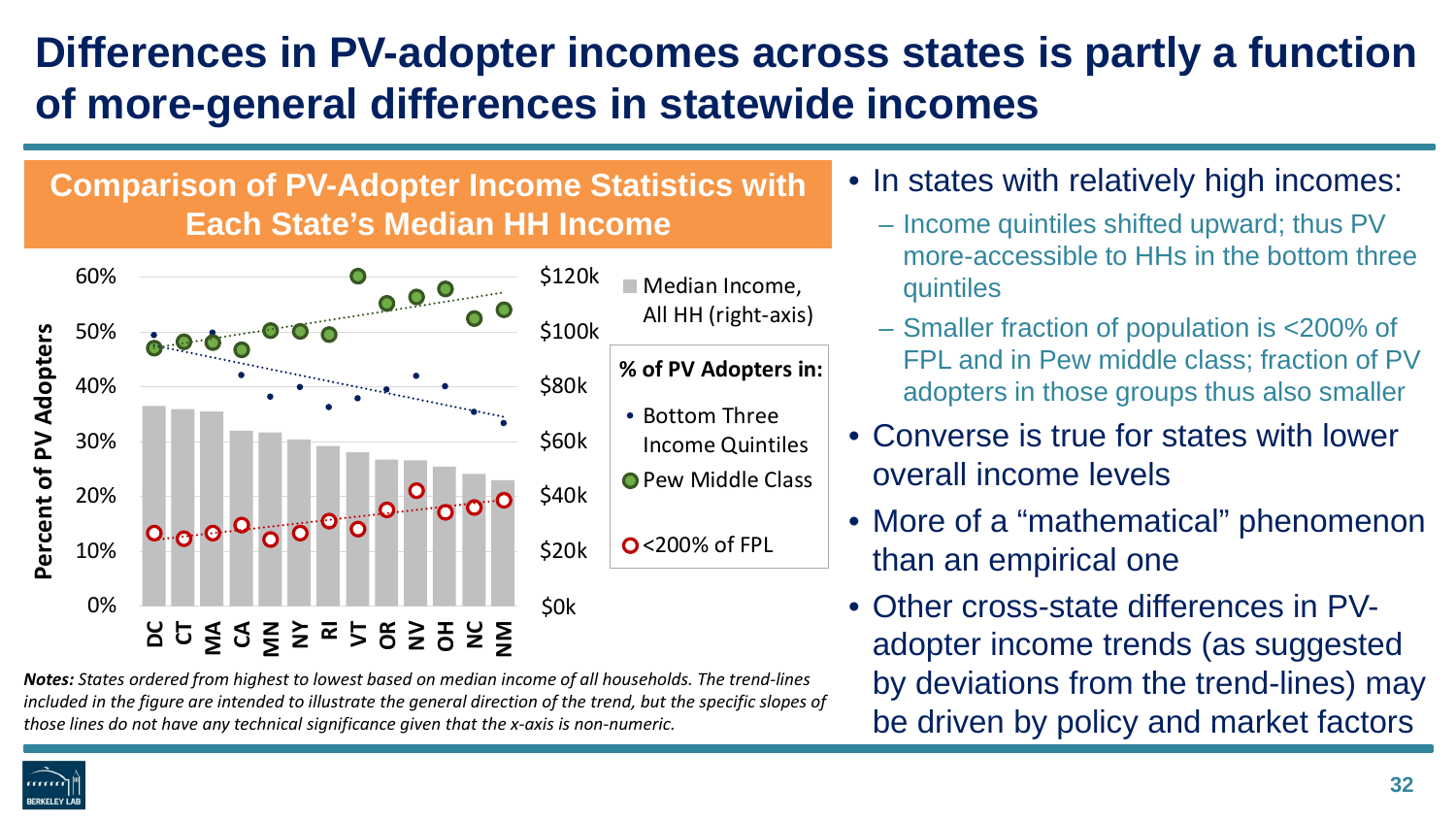# Differences in PV-adopter incomes across states is partly a function of more-general differences in statewide incomes

## Comparison of PV-Adopter Income Statistics with Each State's Median HH Income

*Notes: States ordered from highest to lowest based on median income of all households. The trend-lines included in the figure are intended to illustrate the general direction of the trend, but the specific slopes of those lines do not have any technical significance given that the x-axis is non-numeric.*

- In states with relatively high incomes:
  - Income quintiles shifted upward; thus PV more-accessible to HHs in the bottom three quintiles
  - Smaller fraction of population is <200% of FPL and in Pew middle class; fraction of PV adopters in those groups thus also smaller
- Converse is true for states with lower overall income levels
- More of a "mathematical" phenomenon than an empirical one
- Other cross-state differences in PV-adopter income trends (as suggested by deviations from the trend-lines) may be driven by policy and market factors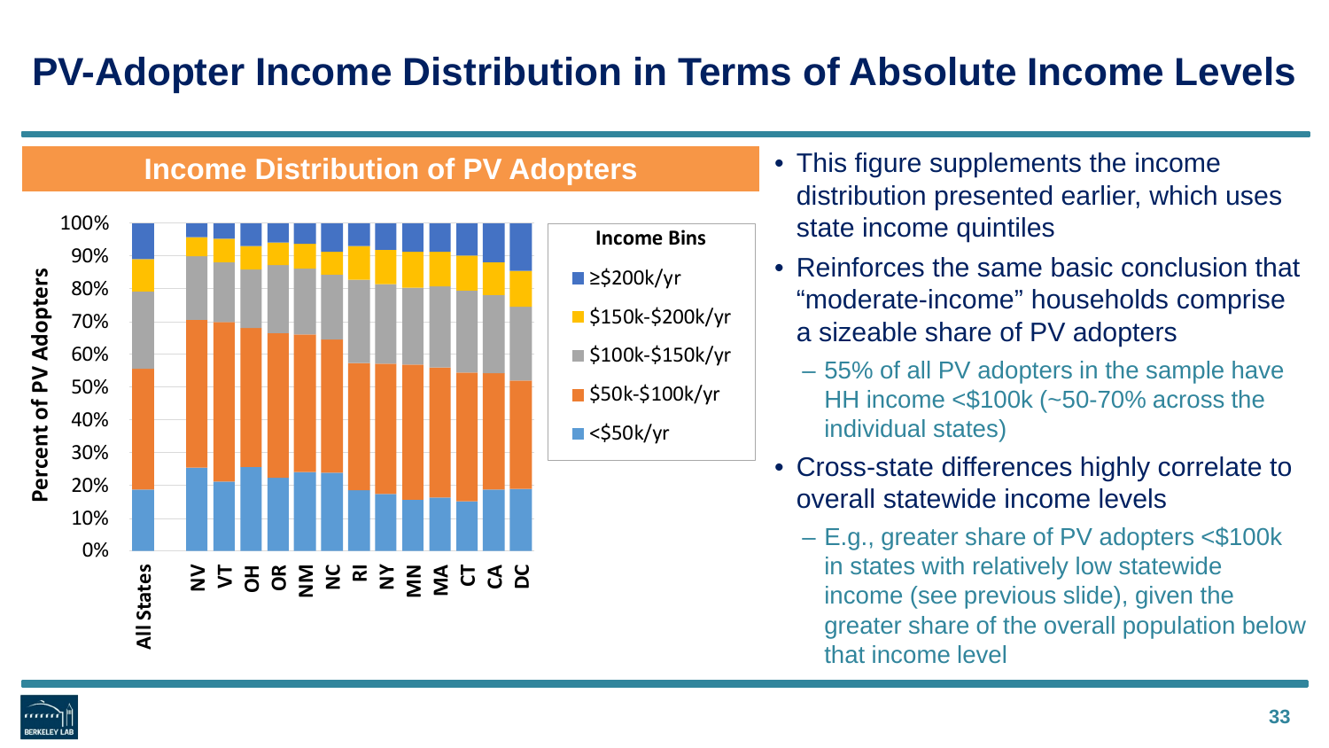# PV-Adopter Income Distribution in Terms of Absolute Income Levels

**Income Distribution of PV Adopters**

- This figure supplements the income distribution presented earlier, which uses state income quintiles
- Reinforces the same basic conclusion that "moderate-income" households comprise a sizeable share of PV adopters
  - 55% of all PV adopters in the sample have HH income <$100k (~50-70% across the individual states)
- Cross-state differences highly correlate to overall statewide income levels
  - E.g., greater share of PV adopters <$100k in states with relatively low statewide income (see previous slide), given the greater share of the overall population below that income level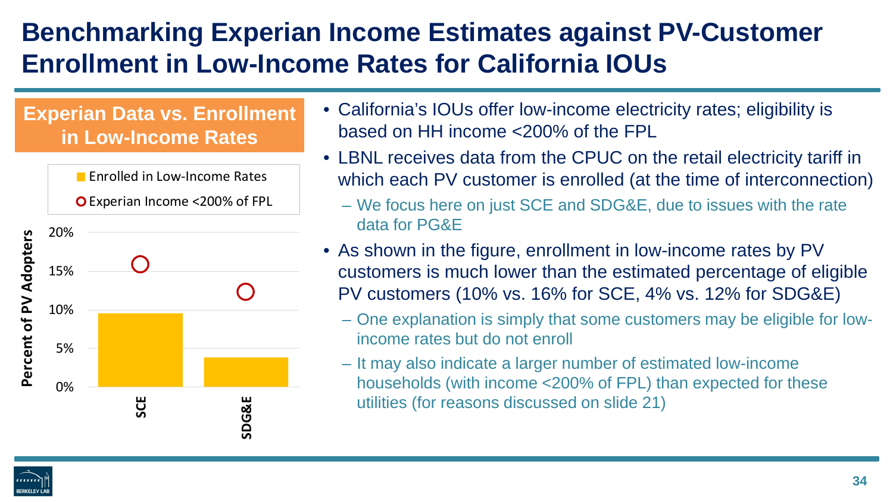# Benchmarking Experian Income Estimates against PV-Customer Enrollment in Low-Income Rates for California IOUs

## Experian Data vs. Enrollment in Low-Income Rates

- California's IOUs offer low-income electricity rates; eligibility is based on HH income <200% of the FPL
- LBNL receives data from the CPUC on the retail electricity tariff in which each PV customer is enrolled (at the time of interconnection)
  - We focus here on just SCE and SDG&E, due to issues with the rate data for PG&E
- As shown in the figure, enrollment in low-income rates by PV customers is much lower than the estimated percentage of eligible PV customers (10% vs. 16% for SCE, 4% vs. 12% for SDG&E)
  - One explanation is simply that some customers may be eligible for low-income rates but do not enroll
  - It may also indicate a larger number of estimated low-income households (with income <200% of FPL) than expected for these utilities (for reasons discussed on slide 21)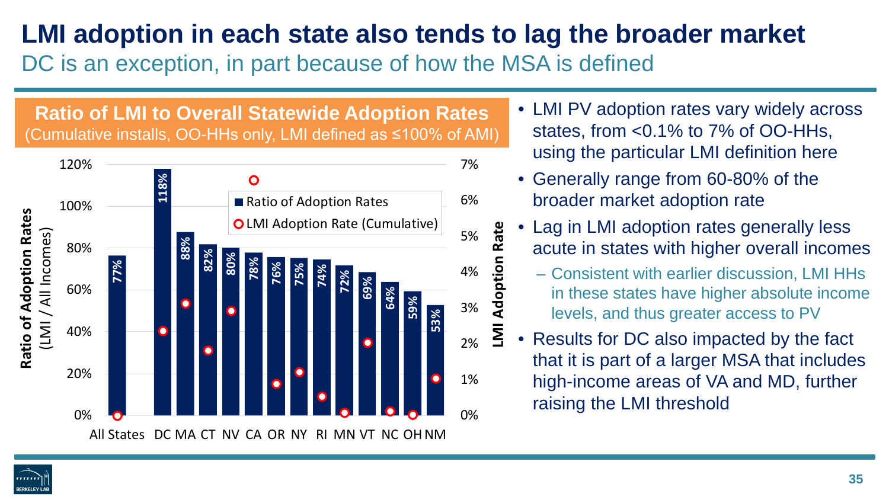# LMI adoption in each state also tends to lag the broader market

## DC is an exception, in part because of how the MSA is defined

**Ratio of LMI to Overall Statewide Adoption Rates**
(Cumulative installs, OO-HHs only, LMI defined as ≤100% of AMI)

| State | Ratio of Adoption Rates |
|---|---|
| All States | 77% |
| DC | 118% |
| MA | 88% |
| CT | 82% |
| NV | 80% |
| CA | 78% |
| OR | 76% |
| NY | 75% |
| RI | 74% |
| MN | 72% |
| VT | 69% |
| NC | 64% |
| OH | 59% |
| NM | 53% |

- LMI PV adoption rates vary widely across states, from <0.1% to 7% of OO-HHs, using the particular LMI definition here
- Generally range from 60-80% of the broader market adoption rate
- Lag in LMI adoption rates generally less acute in states with higher overall incomes
  - Consistent with earlier discussion, LMI HHs in these states have higher absolute income levels, and thus greater access to PV
- Results for DC also impacted by the fact that it is part of a larger MSA that includes high-income areas of VA and MD, further raising the LMI threshold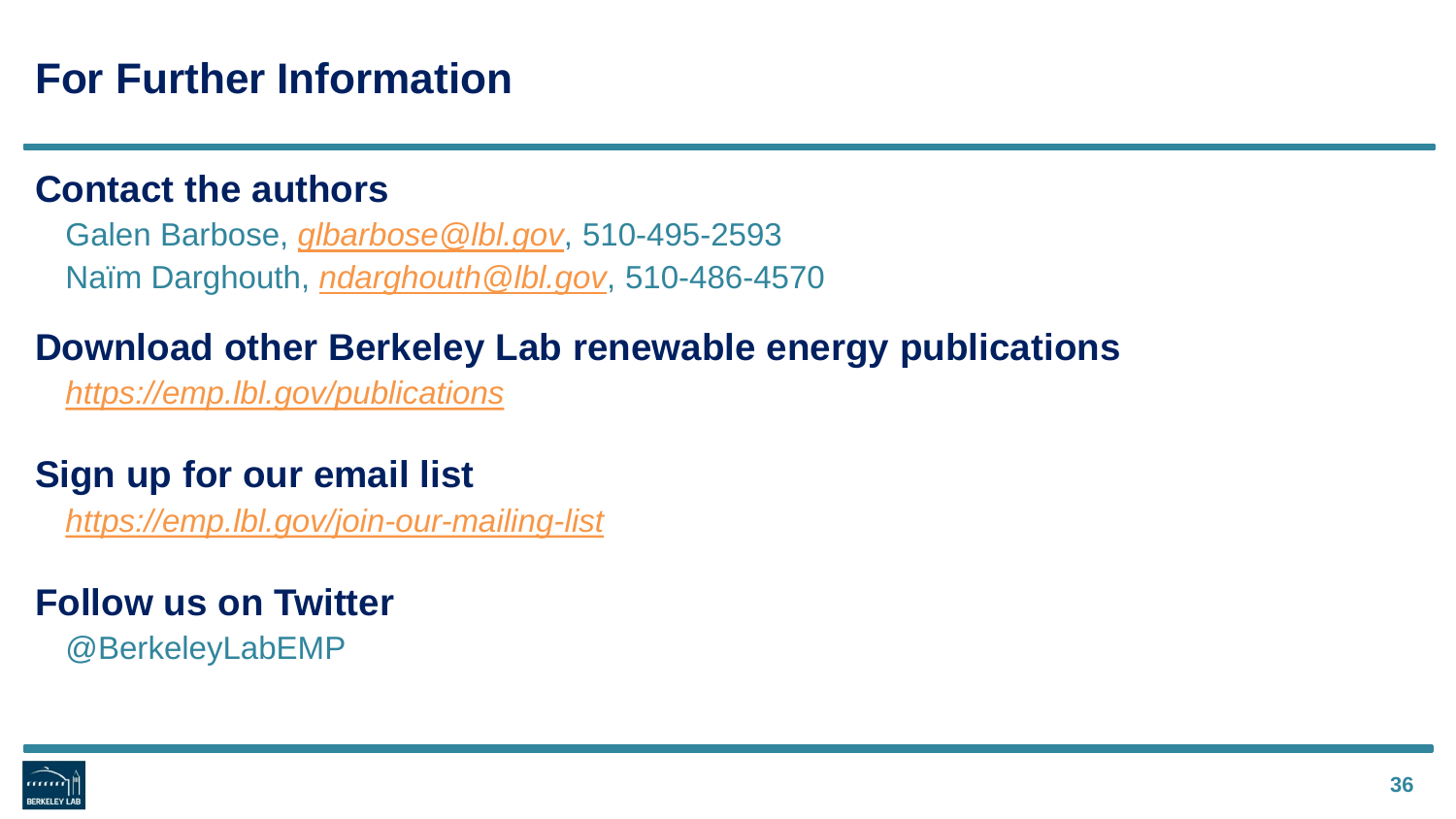# For Further Information

## Contact the authors

Galen Barbose, *glbarbose@lbl.gov*, 510-495-2593
Naïm Darghouth, *ndarghouth@lbl.gov*, 510-486-4570

## Download other Berkeley Lab renewable energy publications

*https://emp.lbl.gov/publications*

## Sign up for our email list

*https://emp.lbl.gov/join-our-mailing-list*

## Follow us on Twitter

@BerkeleyLabEMP